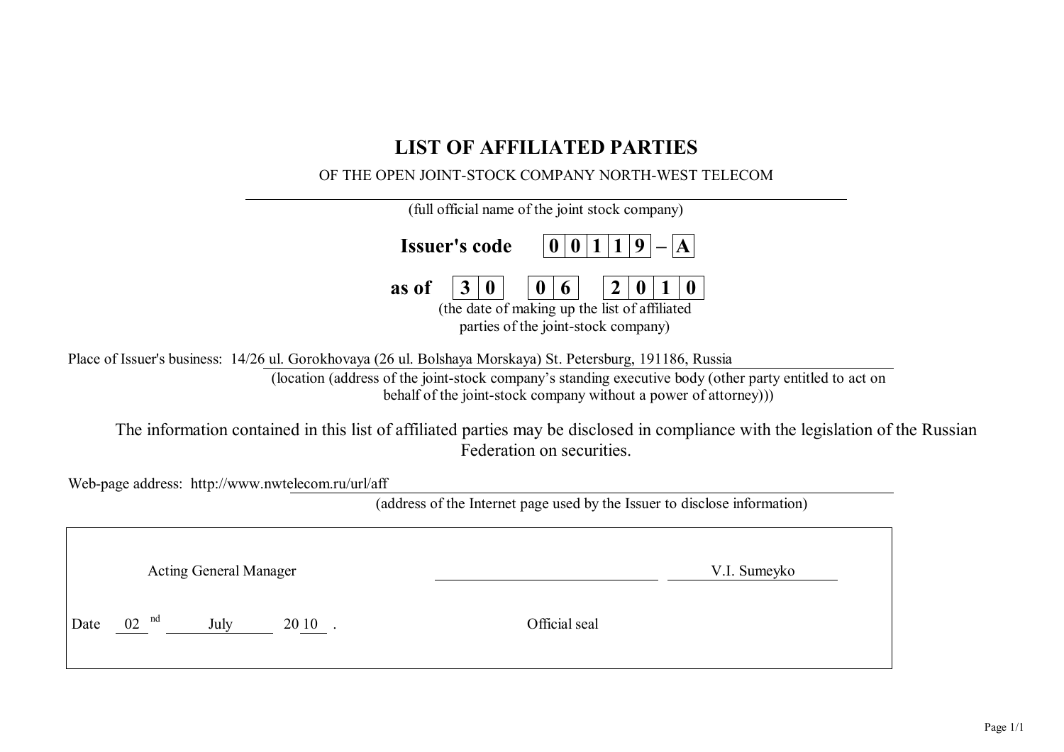# LIST OF AFFILIATED PARTIES

OF THE OPEN JOINT-STOCK COMPANY NORTH-WEST TELECOM

(full official name of the joint stock company)

**Issuer's code** 0 0 1 1 9 – A

**as of** 3 0   0 6   2 0 1 0

(the date of making up the list of affiliated parties of the joint-stock company)

Place of Issuer's business: 14/26 ul. Gorokhovaya (26 ul. Bolshaya Morskaya) St. Petersburg, 191186, Russia

(location (address of the joint-stock company's standing executive body (other party entitled to act on behalf of the joint-stock company without a power of attorney)))

The information contained in this list of affiliated parties may be disclosed in compliance with the legislation of the Russian Federation on securities.

Web-page address: http://www.nwtelecom.ru/url/aff

(address of the Internet page used by the Issuer to disclose information)

Acting General Manager ____________________ V.I. Sumeyko

Date 02[nd] July 2010 .

Official seal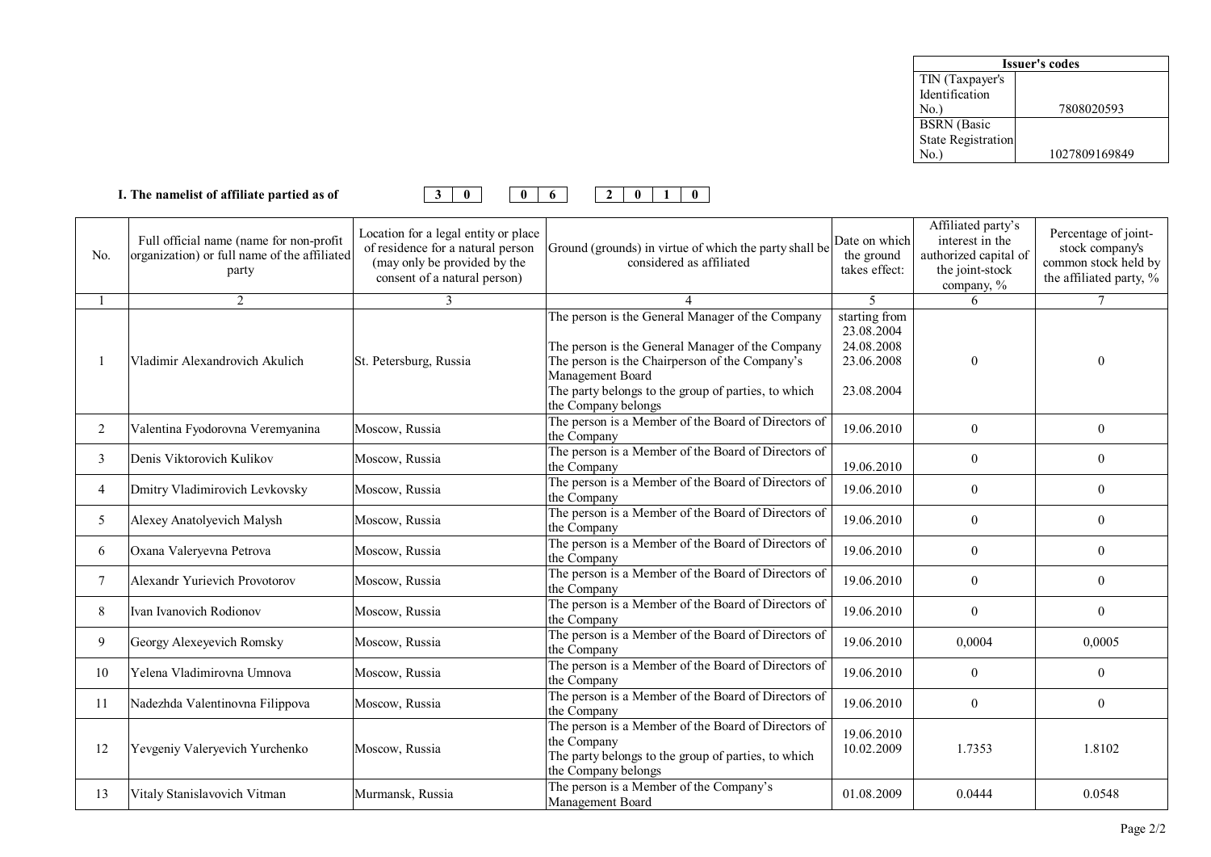| Issuer's codes | |
|---|---|
| TIN (Taxpayer's Identification No.) | 7808020593 |
| BSRN (Basic State Registration No.) | 1027809169849 |

**I. The namelist of affiliate partied as of** 30 06 2010

| No. | Full official name (name for non-profit organization) or full name of the affiliated party | Location for a legal entity or place of residence for a natural person (may only be provided by the consent of a natural person) | Ground (grounds) in virtue of which the party shall be considered as affiliated | Date on which the ground takes effect: | Affiliated party's interest in the authorized capital of the joint-stock company, % | Percentage of joint-stock company's common stock held by the affiliated party, % |
|---|---|---|---|---|---|---|
| 1 | 2 | 3 | 4 | 5 | 6 | 7 |
| 1 | Vladimir Alexandrovich Akulich | St. Petersburg, Russia | The person is the General Manager of the Company<br><br>The person is the General Manager of the Company<br>The person is the Chairperson of the Company's Management Board<br>The party belongs to the group of parties, to which the Company belongs | starting from 23.08.2004<br>24.08.2008<br>23.06.2008<br><br>23.08.2004 | 0 | 0 |
| 2 | Valentina Fyodorovna Veremyanina | Moscow, Russia | The person is a Member of the Board of Directors of the Company | 19.06.2010 | 0 | 0 |
| 3 | Denis Viktorovich Kulikov | Moscow, Russia | The person is a Member of the Board of Directors of the Company | 19.06.2010 | 0 | 0 |
| 4 | Dmitry Vladimirovich Levkovsky | Moscow, Russia | The person is a Member of the Board of Directors of the Company | 19.06.2010 | 0 | 0 |
| 5 | Alexey Anatolyevich Malysh | Moscow, Russia | The person is a Member of the Board of Directors of the Company | 19.06.2010 | 0 | 0 |
| 6 | Oxana Valeryevna Petrova | Moscow, Russia | The person is a Member of the Board of Directors of the Company | 19.06.2010 | 0 | 0 |
| 7 | Alexandr Yurievich Provotorov | Moscow, Russia | The person is a Member of the Board of Directors of the Company | 19.06.2010 | 0 | 0 |
| 8 | Ivan Ivanovich Rodionov | Moscow, Russia | The person is a Member of the Board of Directors of the Company | 19.06.2010 | 0 | 0 |
| 9 | Georgy Alexeyevich Romsky | Moscow, Russia | The person is a Member of the Board of Directors of the Company | 19.06.2010 | 0,0004 | 0,0005 |
| 10 | Yelena Vladimirovna Umnova | Moscow, Russia | The person is a Member of the Board of Directors of the Company | 19.06.2010 | 0 | 0 |
| 11 | Nadezhda Valentinovna Filippova | Moscow, Russia | The person is a Member of the Board of Directors of the Company | 19.06.2010 | 0 | 0 |
| 12 | Yevgeniy Valeryevich Yurchenko | Moscow, Russia | The person is a Member of the Board of Directors of the Company<br>The party belongs to the group of parties, to which the Company belongs | 19.06.2010<br>10.02.2009 | 1.7353 | 1.8102 |
| 13 | Vitaly Stanislavovich Vitman | Murmansk, Russia | The person is a Member of the Company's Management Board | 01.08.2009 | 0.0444 | 0.0548 |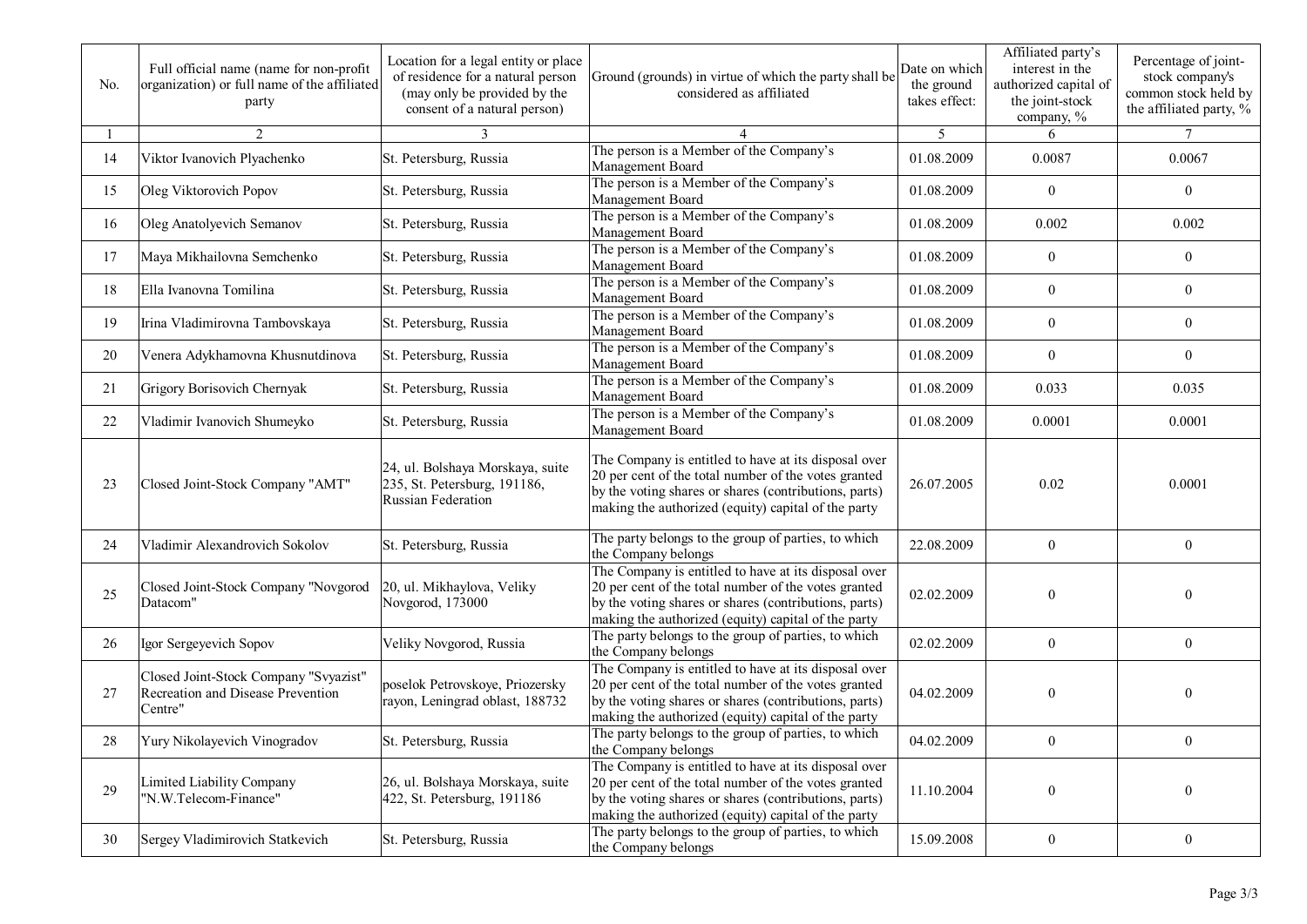| No. | Full official name (name for non-profit organization) or full name of the affiliated party | Location for a legal entity or place of residence for a natural person (may only be provided by the consent of a natural person) | Ground (grounds) in virtue of which the party shall be considered as affiliated | Date on which the ground takes effect: | Affiliated party's interest in the authorized capital of the joint-stock company, % | Percentage of joint-stock company's common stock held by the affiliated party, % |
|---|---|---|---|---|---|---|
| 1 | 2 | 3 | 4 | 5 | 6 | 7 |
| 14 | Viktor Ivanovich Plyachenko | St. Petersburg, Russia | The person is a Member of the Company's Management Board | 01.08.2009 | 0.0087 | 0.0067 |
| 15 | Oleg Viktorovich Popov | St. Petersburg, Russia | The person is a Member of the Company's Management Board | 01.08.2009 | 0 | 0 |
| 16 | Oleg Anatolyevich Semanov | St. Petersburg, Russia | The person is a Member of the Company's Management Board | 01.08.2009 | 0.002 | 0.002 |
| 17 | Maya Mikhailovna Semchenko | St. Petersburg, Russia | The person is a Member of the Company's Management Board | 01.08.2009 | 0 | 0 |
| 18 | Ella Ivanovna Tomilina | St. Petersburg, Russia | The person is a Member of the Company's Management Board | 01.08.2009 | 0 | 0 |
| 19 | Irina Vladimirovna Tambovskaya | St. Petersburg, Russia | The person is a Member of the Company's Management Board | 01.08.2009 | 0 | 0 |
| 20 | Venera Adykhamovna Khusnutdinova | St. Petersburg, Russia | The person is a Member of the Company's Management Board | 01.08.2009 | 0 | 0 |
| 21 | Grigory Borisovich Chernyak | St. Petersburg, Russia | The person is a Member of the Company's Management Board | 01.08.2009 | 0.033 | 0.035 |
| 22 | Vladimir Ivanovich Shumeyko | St. Petersburg, Russia | The person is a Member of the Company's Management Board | 01.08.2009 | 0.0001 | 0.0001 |
| 23 | Closed Joint-Stock Company "AMT" | 24, ul. Bolshaya Morskaya, suite 235, St. Petersburg, 191186, Russian Federation | The Company is entitled to have at its disposal over 20 per cent of the total number of the votes granted by the voting shares or shares (contributions, parts) making the authorized (equity) capital of the party | 26.07.2005 | 0.02 | 0.0001 |
| 24 | Vladimir Alexandrovich Sokolov | St. Petersburg, Russia | The party belongs to the group of parties, to which the Company belongs | 22.08.2009 | 0 | 0 |
| 25 | Closed Joint-Stock Company "Novgorod Datacom" | 20, ul. Mikhaylova, Veliky Novgorod, 173000 | The Company is entitled to have at its disposal over 20 per cent of the total number of the votes granted by the voting shares or shares (contributions, parts) making the authorized (equity) capital of the party | 02.02.2009 | 0 | 0 |
| 26 | Igor Sergeyevich Sopov | Veliky Novgorod, Russia | The party belongs to the group of parties, to which the Company belongs | 02.02.2009 | 0 | 0 |
| 27 | Closed Joint-Stock Company "Svyazist" Recreation and Disease Prevention Centre" | poselok Petrovskoye, Priozersky rayon, Leningrad oblast, 188732 | The Company is entitled to have at its disposal over 20 per cent of the total number of the votes granted by the voting shares or shares (contributions, parts) making the authorized (equity) capital of the party | 04.02.2009 | 0 | 0 |
| 28 | Yury Nikolayevich Vinogradov | St. Petersburg, Russia | The party belongs to the group of parties, to which the Company belongs | 04.02.2009 | 0 | 0 |
| 29 | Limited Liability Company "N.W.Telecom-Finance" | 26, ul. Bolshaya Morskaya, suite 422, St. Petersburg, 191186 | The Company is entitled to have at its disposal over 20 per cent of the total number of the votes granted by the voting shares or shares (contributions, parts) making the authorized (equity) capital of the party | 11.10.2004 | 0 | 0 |
| 30 | Sergey Vladimirovich Statkevich | St. Petersburg, Russia | The party belongs to the group of parties, to which the Company belongs | 15.09.2008 | 0 | 0 |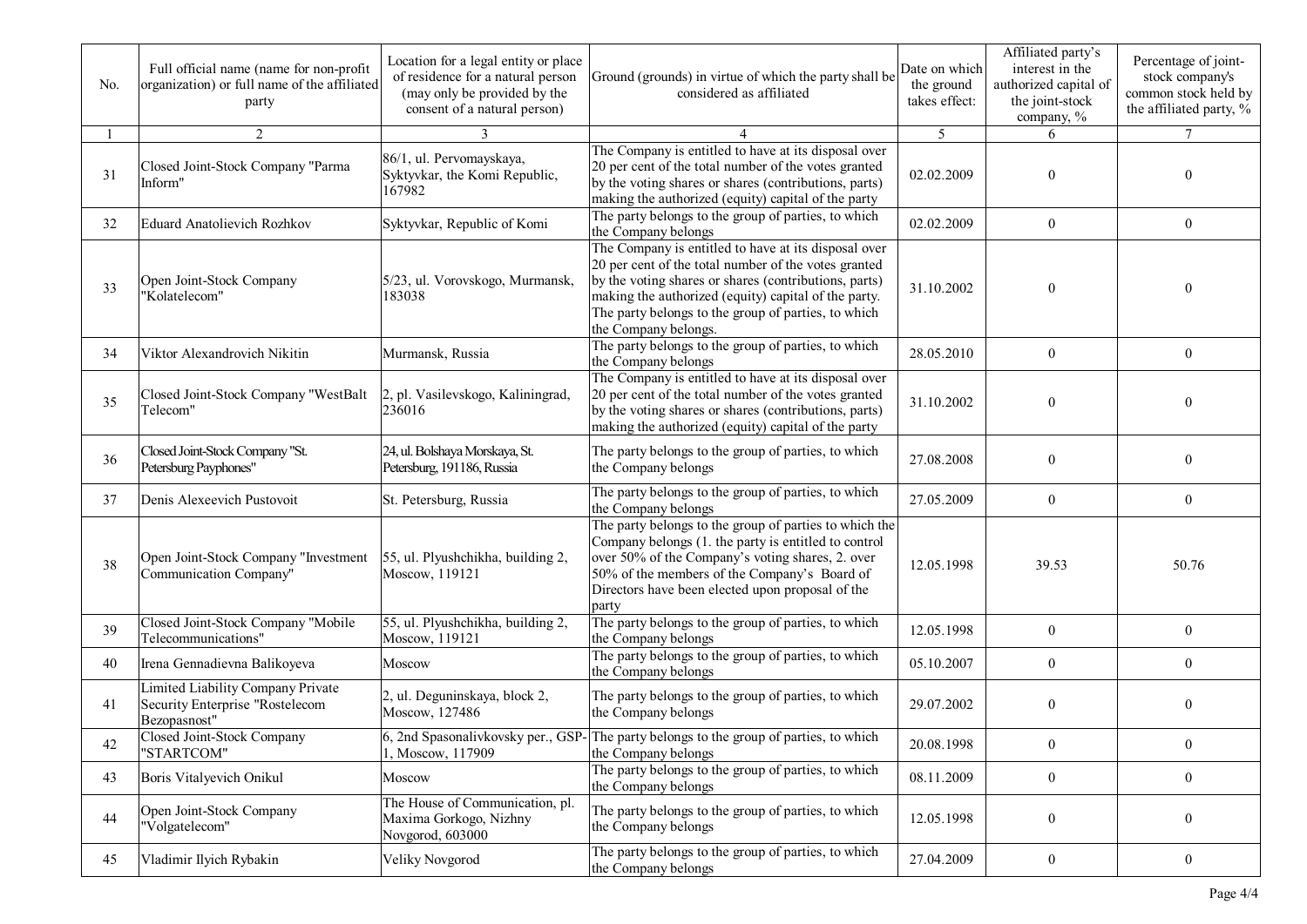| No. | Full official name (name for non-profit organization) or full name of the affiliated party | Location for a legal entity or place of residence for a natural person (may only be provided by the consent of a natural person) | Ground (grounds) in virtue of which the party shall be considered as affiliated | Date on which the ground takes effect: | Affiliated party's interest in the authorized capital of the joint-stock company, % | Percentage of joint-stock company's common stock held by the affiliated party, % |
|---|---|---|---|---|---|---|
| 1 | 2 | 3 | 4 | 5 | 6 | 7 |
| 31 | Closed Joint-Stock Company "Parma Inform" | 86/1, ul. Pervomayskaya, Syktyvkar, the Komi Republic, 167982 | The Company is entitled to have at its disposal over 20 per cent of the total number of the votes granted by the voting shares or shares (contributions, parts) making the authorized (equity) capital of the party | 02.02.2009 | 0 | 0 |
| 32 | Eduard Anatolievich Rozhkov | Syktyvkar, Republic of Komi | The party belongs to the group of parties, to which the Company belongs | 02.02.2009 | 0 | 0 |
| 33 | Open Joint-Stock Company "Kolatelecom" | 5/23, ul. Vorovskogo, Murmansk, 183038 | The Company is entitled to have at its disposal over 20 per cent of the total number of the votes granted by the voting shares or shares (contributions, parts) making the authorized (equity) capital of the party. The party belongs to the group of parties, to which the Company belongs. | 31.10.2002 | 0 | 0 |
| 34 | Viktor Alexandrovich Nikitin | Murmansk, Russia | The party belongs to the group of parties, to which the Company belongs | 28.05.2010 | 0 | 0 |
| 35 | Closed Joint-Stock Company "WestBalt Telecom" | 2, pl. Vasilevskogo, Kaliningrad, 236016 | The Company is entitled to have at its disposal over 20 per cent of the total number of the votes granted by the voting shares or shares (contributions, parts) making the authorized (equity) capital of the party | 31.10.2002 | 0 | 0 |
| 36 | Closed Joint-Stock Company "St. Petersburg Payphones" | 24, ul. Bolshaya Morskaya, St. Petersburg, 191186, Russia | The party belongs to the group of parties, to which the Company belongs | 27.08.2008 | 0 | 0 |
| 37 | Denis Alexeevich Pustovoit | St. Petersburg, Russia | The party belongs to the group of parties, to which the Company belongs | 27.05.2009 | 0 | 0 |
| 38 | Open Joint-Stock Company "Investment Communication Company" | 55, ul. Plyushchikha, building 2, Moscow, 119121 | The party belongs to the group of parties to which the Company belongs (1. the party is entitled to control over 50% of the Company's voting shares, 2. over 50% of the members of the Company's Board of Directors have been elected upon proposal of the party | 12.05.1998 | 39.53 | 50.76 |
| 39 | Closed Joint-Stock Company "Mobile Telecommunications" | 55, ul. Plyushchikha, building 2, Moscow, 119121 | The party belongs to the group of parties, to which the Company belongs | 12.05.1998 | 0 | 0 |
| 40 | Irena Gennadievna Balikoyeva | Moscow | The party belongs to the group of parties, to which the Company belongs | 05.10.2007 | 0 | 0 |
| 41 | Limited Liability Company Private Security Enterprise "Rostelecom Bezopasnost" | 2, ul. Deguninskaya, block 2, Moscow, 127486 | The party belongs to the group of parties, to which the Company belongs | 29.07.2002 | 0 | 0 |
| 42 | Closed Joint-Stock Company "STARTCOM" | 6, 2nd Spasonalivkovsky per., GSP-1, Moscow, 117909 | The party belongs to the group of parties, to which the Company belongs | 20.08.1998 | 0 | 0 |
| 43 | Boris Vitalyevich Onikul | Moscow | The party belongs to the group of parties, to which the Company belongs | 08.11.2009 | 0 | 0 |
| 44 | Open Joint-Stock Company "Volgatelecom" | The House of Communication, pl. Maxima Gorkogo, Nizhny Novgorod, 603000 | The party belongs to the group of parties, to which the Company belongs | 12.05.1998 | 0 | 0 |
| 45 | Vladimir Ilyich Rybakin | Veliky Novgorod | The party belongs to the group of parties, to which the Company belongs | 27.04.2009 | 0 | 0 |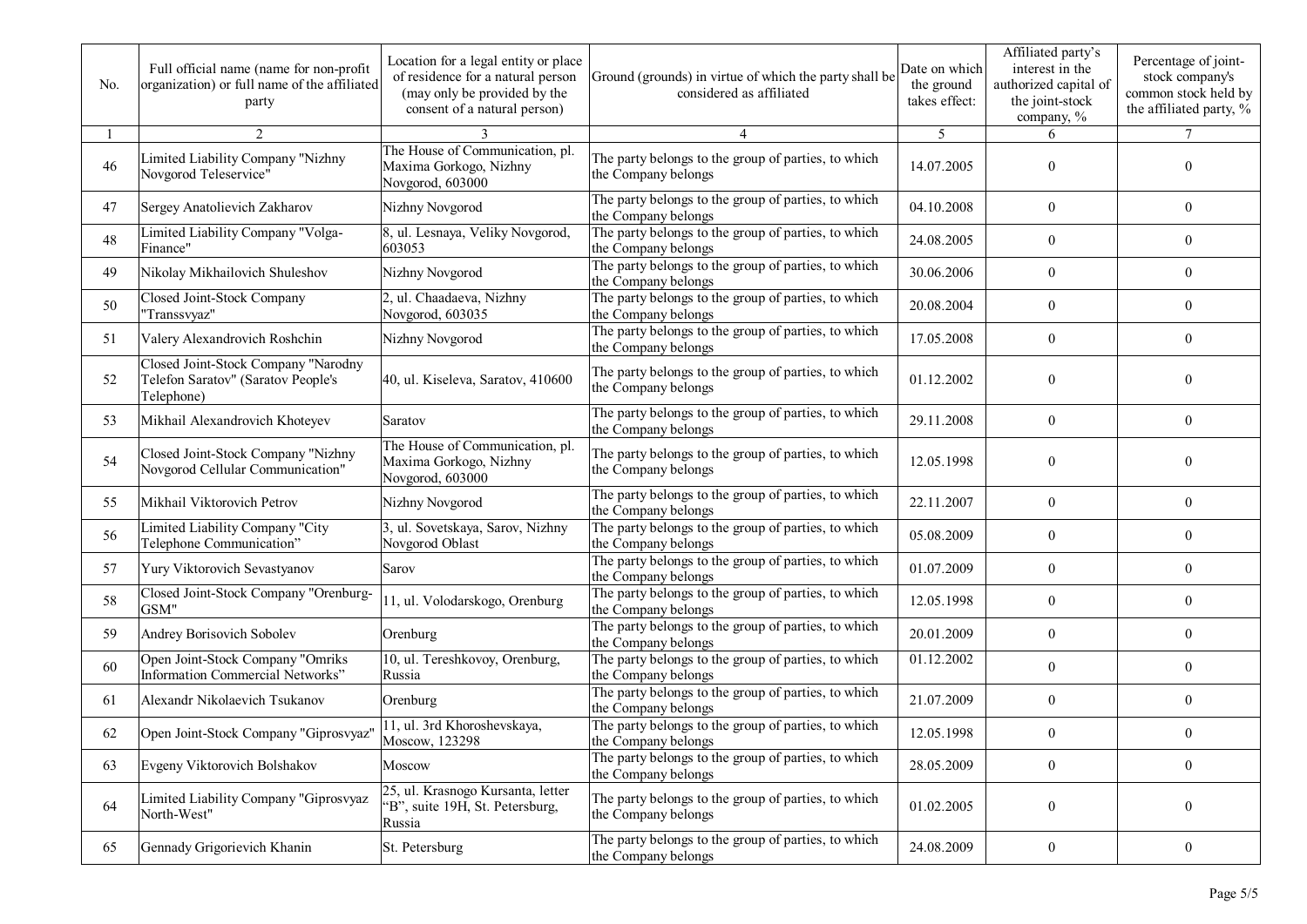| No. | Full official name (name for non-profit organization) or full name of the affiliated party | Location for a legal entity or place of residence for a natural person (may only be provided by the consent of a natural person) | Ground (grounds) in virtue of which the party shall be considered as affiliated | Date on which the ground takes effect: | Affiliated party's interest in the authorized capital of the joint-stock company, % | Percentage of joint-stock company's common stock held by the affiliated party, % |
|---|---|---|---|---|---|---|
| 1 | 2 | 3 | 4 | 5 | 6 | 7 |
| 46 | Limited Liability Company "Nizhny Novgorod Teleservice" | The House of Communication, pl. Maxima Gorkogo, Nizhny Novgorod, 603000 | The party belongs to the group of parties, to which the Company belongs | 14.07.2005 | 0 | 0 |
| 47 | Sergey Anatolievich Zakharov | Nizhny Novgorod | The party belongs to the group of parties, to which the Company belongs | 04.10.2008 | 0 | 0 |
| 48 | Limited Liability Company "Volga-Finance" | 8, ul. Lesnaya, Veliky Novgorod, 603053 | The party belongs to the group of parties, to which the Company belongs | 24.08.2005 | 0 | 0 |
| 49 | Nikolay Mikhailovich Shuleshov | Nizhny Novgorod | The party belongs to the group of parties, to which the Company belongs | 30.06.2006 | 0 | 0 |
| 50 | Closed Joint-Stock Company "Transsvyaz" | 2, ul. Chaadaeva, Nizhny Novgorod, 603035 | The party belongs to the group of parties, to which the Company belongs | 20.08.2004 | 0 | 0 |
| 51 | Valery Alexandrovich Roshchin | Nizhny Novgorod | The party belongs to the group of parties, to which the Company belongs | 17.05.2008 | 0 | 0 |
| 52 | Closed Joint-Stock Company "Narodny Telefon Saratov" (Saratov People's Telephone) | 40, ul. Kiseleva, Saratov, 410600 | The party belongs to the group of parties, to which the Company belongs | 01.12.2002 | 0 | 0 |
| 53 | Mikhail Alexandrovich Khoteyev | Saratov | The party belongs to the group of parties, to which the Company belongs | 29.11.2008 | 0 | 0 |
| 54 | Closed Joint-Stock Company "Nizhny Novgorod Cellular Communication" | The House of Communication, pl. Maxima Gorkogo, Nizhny Novgorod, 603000 | The party belongs to the group of parties, to which the Company belongs | 12.05.1998 | 0 | 0 |
| 55 | Mikhail Viktorovich Petrov | Nizhny Novgorod | The party belongs to the group of parties, to which the Company belongs | 22.11.2007 | 0 | 0 |
| 56 | Limited Liability Company "City Telephone Communication" | 3, ul. Sovetskaya, Sarov, Nizhny Novgorod Oblast | The party belongs to the group of parties, to which the Company belongs | 05.08.2009 | 0 | 0 |
| 57 | Yury Viktorovich Sevastyanov | Sarov | The party belongs to the group of parties, to which the Company belongs | 01.07.2009 | 0 | 0 |
| 58 | Closed Joint-Stock Company "Orenburg-GSM" | 11, ul. Volodarskogo, Orenburg | The party belongs to the group of parties, to which the Company belongs | 12.05.1998 | 0 | 0 |
| 59 | Andrey Borisovich Sobolev | Orenburg | The party belongs to the group of parties, to which the Company belongs | 20.01.2009 | 0 | 0 |
| 60 | Open Joint-Stock Company "Omriks Information Commercial Networks" | 10, ul. Tereshkovoy, Orenburg, Russia | The party belongs to the group of parties, to which the Company belongs | 01.12.2002 | 0 | 0 |
| 61 | Alexandr Nikolaevich Tsukanov | Orenburg | The party belongs to the group of parties, to which the Company belongs | 21.07.2009 | 0 | 0 |
| 62 | Open Joint-Stock Company "Giprosvyaz" | 11, ul. 3rd Khoroshevskaya, Moscow, 123298 | The party belongs to the group of parties, to which the Company belongs | 12.05.1998 | 0 | 0 |
| 63 | Evgeny Viktorovich Bolshakov | Moscow | The party belongs to the group of parties, to which the Company belongs | 28.05.2009 | 0 | 0 |
| 64 | Limited Liability Company "Giprosvyaz North-West" | 25, ul. Krasnogo Kursanta, letter "B", suite 19H, St. Petersburg, Russia | The party belongs to the group of parties, to which the Company belongs | 01.02.2005 | 0 | 0 |
| 65 | Gennady Grigorievich Khanin | St. Petersburg | The party belongs to the group of parties, to which the Company belongs | 24.08.2009 | 0 | 0 |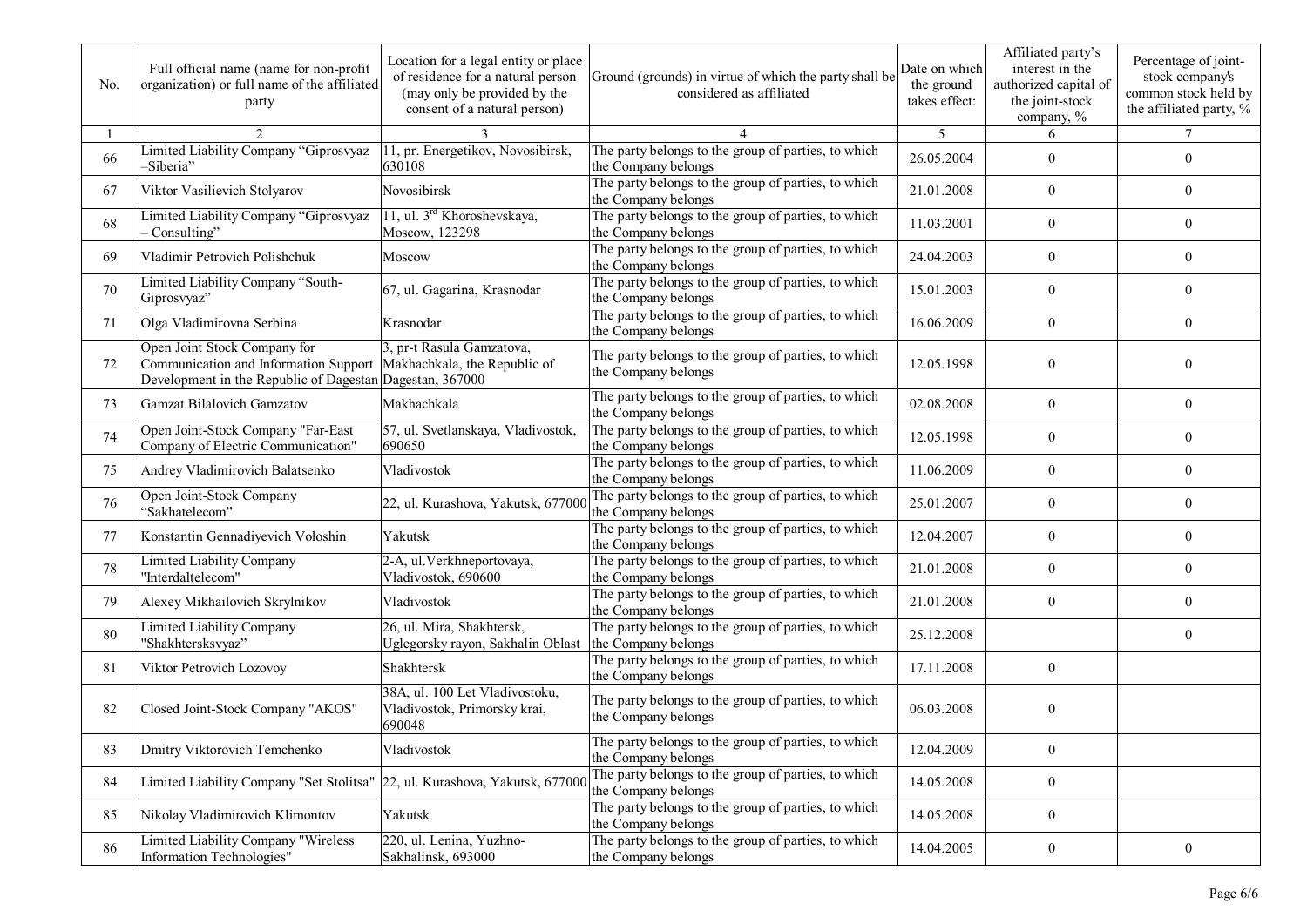| No. | Full official name (name for non-profit organization) or full name of the affiliated party | Location for a legal entity or place of residence for a natural person (may only be provided by the consent of a natural person) | Ground (grounds) in virtue of which the party shall be considered as affiliated | Date on which the ground takes effect: | Affiliated party's interest in the authorized capital of the joint-stock company, % | Percentage of joint-stock company's common stock held by the affiliated party, % |
|---|---|---|---|---|---|---|
| 1 | 2 | 3 | 4 | 5 | 6 | 7 |
| 66 | Limited Liability Company "Giprosvyaz –Siberia" | 11, pr. Energetikov, Novosibirsk, 630108 | The party belongs to the group of parties, to which the Company belongs | 26.05.2004 | 0 | 0 |
| 67 | Viktor Vasilievich Stolyarov | Novosibirsk | The party belongs to the group of parties, to which the Company belongs | 21.01.2008 | 0 | 0 |
| 68 | Limited Liability Company "Giprosvyaz – Consulting" | 11, ul. 3rd Khoroshevskaya, Moscow, 123298 | The party belongs to the group of parties, to which the Company belongs | 11.03.2001 | 0 | 0 |
| 69 | Vladimir Petrovich Polishchuk | Moscow | The party belongs to the group of parties, to which the Company belongs | 24.04.2003 | 0 | 0 |
| 70 | Limited Liability Company "South-Giprosvyaz" | 67, ul. Gagarina, Krasnodar | The party belongs to the group of parties, to which the Company belongs | 15.01.2003 | 0 | 0 |
| 71 | Olga Vladimirovna Serbina | Krasnodar | The party belongs to the group of parties, to which the Company belongs | 16.06.2009 | 0 | 0 |
| 72 | Open Joint Stock Company for Communication and Information Support Development in the Republic of Dagestan | 3, pr-t Rasula Gamzatova, Makhachkala, the Republic of Dagestan, 367000 | The party belongs to the group of parties, to which the Company belongs | 12.05.1998 | 0 | 0 |
| 73 | Gamzat Bilalovich Gamzatov | Makhachkala | The party belongs to the group of parties, to which the Company belongs | 02.08.2008 | 0 | 0 |
| 74 | Open Joint-Stock Company "Far-East Company of Electric Communication" | 57, ul. Svetlanskaya, Vladivostok, 690650 | The party belongs to the group of parties, to which the Company belongs | 12.05.1998 | 0 | 0 |
| 75 | Andrey Vladimirovich Balatsenko | Vladivostok | The party belongs to the group of parties, to which the Company belongs | 11.06.2009 | 0 | 0 |
| 76 | Open Joint-Stock Company "Sakhatelecom" | 22, ul. Kurashova, Yakutsk, 677000 | The party belongs to the group of parties, to which the Company belongs | 25.01.2007 | 0 | 0 |
| 77 | Konstantin Gennadiyevich Voloshin | Yakutsk | The party belongs to the group of parties, to which the Company belongs | 12.04.2007 | 0 | 0 |
| 78 | Limited Liability Company "Interdaltelecom" | 2-A, ul.Verkhneportovaya, Vladivostok, 690600 | The party belongs to the group of parties, to which the Company belongs | 21.01.2008 | 0 | 0 |
| 79 | Alexey Mikhailovich Skrylnikov | Vladivostok | The party belongs to the group of parties, to which the Company belongs | 21.01.2008 | 0 | 0 |
| 80 | Limited Liability Company "Shakhtersksvyaz" | 26, ul. Mira, Shakhtersk, Uglegorsky rayon, Sakhalin Oblast | The party belongs to the group of parties, to which the Company belongs | 25.12.2008 | | 0 |
| 81 | Viktor Petrovich Lozovoy | Shakhtersk | The party belongs to the group of parties, to which the Company belongs | 17.11.2008 | 0 | |
| 82 | Closed Joint-Stock Company "AKOS" | 38A, ul. 100 Let Vladivostoku, Vladivostok, Primorsky krai, 690048 | The party belongs to the group of parties, to which the Company belongs | 06.03.2008 | 0 | |
| 83 | Dmitry Viktorovich Temchenko | Vladivostok | The party belongs to the group of parties, to which the Company belongs | 12.04.2009 | 0 | |
| 84 | Limited Liability Company "Set Stolitsa" | 22, ul. Kurashova, Yakutsk, 677000 | The party belongs to the group of parties, to which the Company belongs | 14.05.2008 | 0 | |
| 85 | Nikolay Vladimirovich Klimontov | Yakutsk | The party belongs to the group of parties, to which the Company belongs | 14.05.2008 | 0 | |
| 86 | Limited Liability Company "Wireless Information Technologies" | 220, ul. Lenina, Yuzhno-Sakhalinsk, 693000 | The party belongs to the group of parties, to which the Company belongs | 14.04.2005 | 0 | 0 |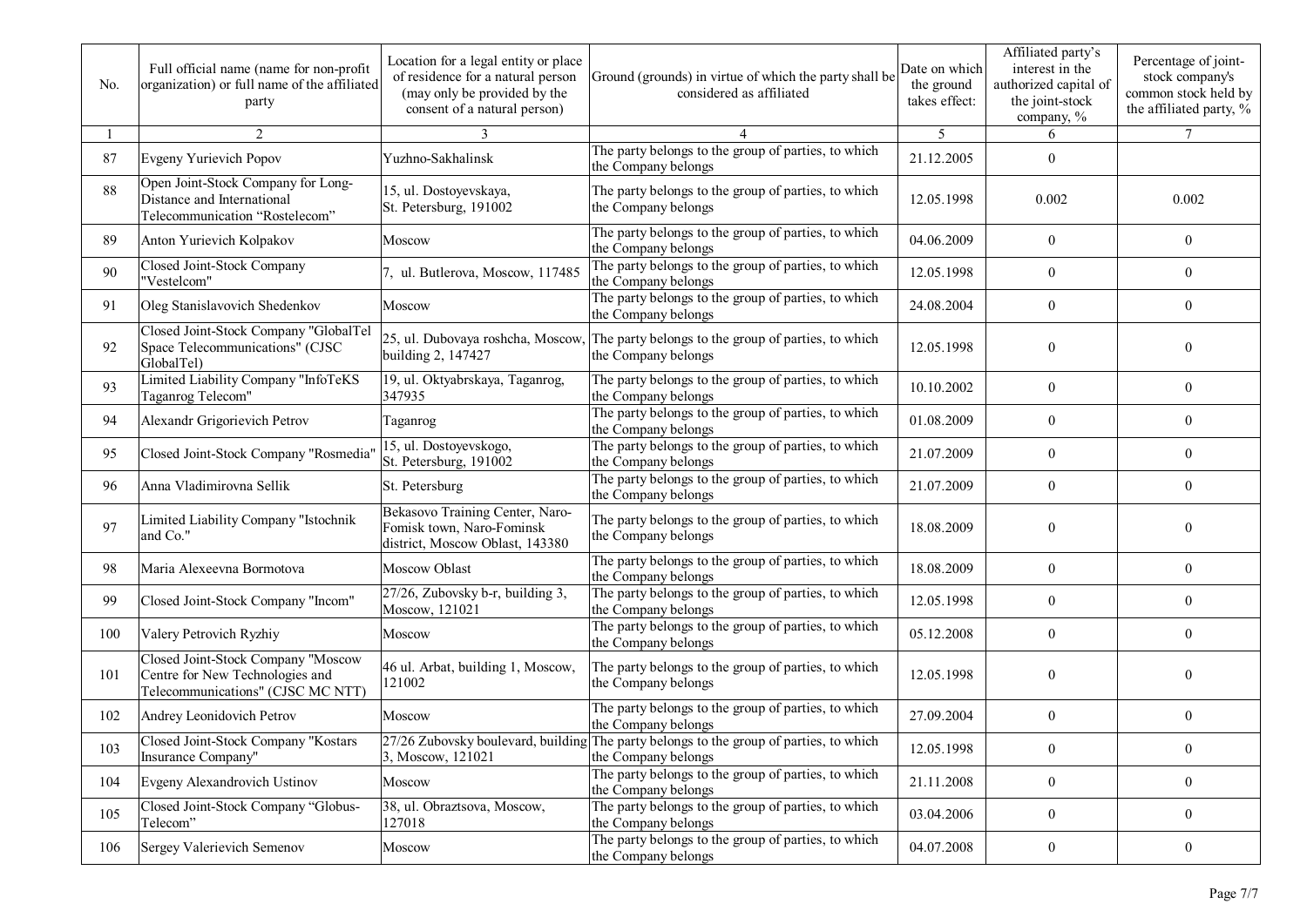| No. | Full official name (name for non-profit organization) or full name of the affiliated party | Location for a legal entity or place of residence for a natural person (may only be provided by the consent of a natural person) | Ground (grounds) in virtue of which the party shall be considered as affiliated | Date on which the ground takes effect: | Affiliated party's interest in the authorized capital of the joint-stock company, % | Percentage of joint-stock company's common stock held by the affiliated party, % |
|---|---|---|---|---|---|---|
| 1 | 2 | 3 | 4 | 5 | 6 | 7 |
| 87 | Evgeny Yurievich Popov | Yuzhno-Sakhalinsk | The party belongs to the group of parties, to which the Company belongs | 21.12.2005 | 0 | |
| 88 | Open Joint-Stock Company for Long-Distance and International Telecommunication "Rostelecom" | 15, ul. Dostoyevskaya, St. Petersburg, 191002 | The party belongs to the group of parties, to which the Company belongs | 12.05.1998 | 0.002 | 0.002 |
| 89 | Anton Yurievich Kolpakov | Moscow | The party belongs to the group of parties, to which the Company belongs | 04.06.2009 | 0 | 0 |
| 90 | Closed Joint-Stock Company "Vestelcom" | 7, ul. Butlerova, Moscow, 117485 | The party belongs to the group of parties, to which the Company belongs | 12.05.1998 | 0 | 0 |
| 91 | Oleg Stanislavovich Shedenkov | Moscow | The party belongs to the group of parties, to which the Company belongs | 24.08.2004 | 0 | 0 |
| 92 | Closed Joint-Stock Company "GlobalTel Space Telecommunications" (CJSC GlobalTel) | 25, ul. Dubovaya roshcha, Moscow, building 2, 147427 | The party belongs to the group of parties, to which the Company belongs | 12.05.1998 | 0 | 0 |
| 93 | Limited Liability Company "InfoTeKS Taganrog Telecom" | 19, ul. Oktyabrskaya, Taganrog, 347935 | The party belongs to the group of parties, to which the Company belongs | 10.10.2002 | 0 | 0 |
| 94 | Alexandr Grigorievich Petrov | Taganrog | The party belongs to the group of parties, to which the Company belongs | 01.08.2009 | 0 | 0 |
| 95 | Closed Joint-Stock Company "Rosmedia" | 15, ul. Dostoyevskogo, St. Petersburg, 191002 | The party belongs to the group of parties, to which the Company belongs | 21.07.2009 | 0 | 0 |
| 96 | Anna Vladimirovna Sellik | St. Petersburg | The party belongs to the group of parties, to which the Company belongs | 21.07.2009 | 0 | 0 |
| 97 | Limited Liability Company "Istochnik and Co." | Bekasovo Training Center, Naro-Fomisk town, Naro-Fominsk district, Moscow Oblast, 143380 | The party belongs to the group of parties, to which the Company belongs | 18.08.2009 | 0 | 0 |
| 98 | Maria Alexeevna Bormotova | Moscow Oblast | The party belongs to the group of parties, to which the Company belongs | 18.08.2009 | 0 | 0 |
| 99 | Closed Joint-Stock Company "Incom" | 27/26, Zubovsky b-r, building 3, Moscow, 121021 | The party belongs to the group of parties, to which the Company belongs | 12.05.1998 | 0 | 0 |
| 100 | Valery Petrovich Ryzhiy | Moscow | The party belongs to the group of parties, to which the Company belongs | 05.12.2008 | 0 | 0 |
| 101 | Closed Joint-Stock Company "Moscow Centre for New Technologies and Telecommunications" (CJSC MC NTT) | 46 ul. Arbat, building 1, Moscow, 121002 | The party belongs to the group of parties, to which the Company belongs | 12.05.1998 | 0 | 0 |
| 102 | Andrey Leonidovich Petrov | Moscow | The party belongs to the group of parties, to which the Company belongs | 27.09.2004 | 0 | 0 |
| 103 | Closed Joint-Stock Company "Kostars Insurance Company" | 27/26 Zubovsky boulevard, building 3, Moscow, 121021 | The party belongs to the group of parties, to which the Company belongs | 12.05.1998 | 0 | 0 |
| 104 | Evgeny Alexandrovich Ustinov | Moscow | The party belongs to the group of parties, to which the Company belongs | 21.11.2008 | 0 | 0 |
| 105 | Closed Joint-Stock Company "Globus-Telecom" | 38, ul. Obraztsova, Moscow, 127018 | The party belongs to the group of parties, to which the Company belongs | 03.04.2006 | 0 | 0 |
| 106 | Sergey Valerievich Semenov | Moscow | The party belongs to the group of parties, to which the Company belongs | 04.07.2008 | 0 | 0 |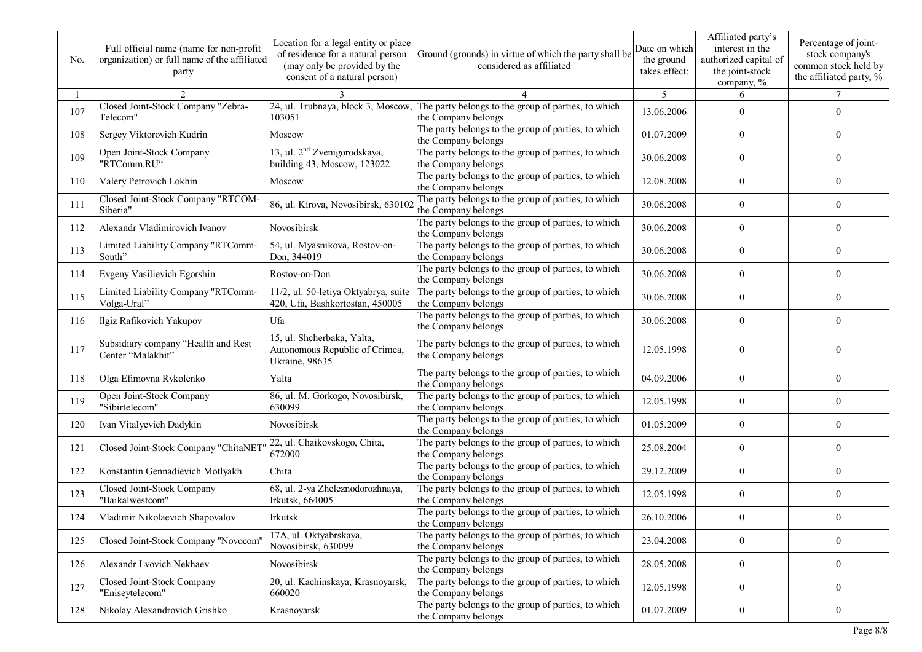| No. | Full official name (name for non-profit organization) or full name of the affiliated party | Location for a legal entity or place of residence for a natural person (may only be provided by the consent of a natural person) | Ground (grounds) in virtue of which the party shall be considered as affiliated | Date on which the ground takes effect: | Affiliated party's interest in the authorized capital of the joint-stock company, % | Percentage of joint-stock company's common stock held by the affiliated party, % |
|---|---|---|---|---|---|---|
| 1 | 2 | 3 | 4 | 5 | 6 | 7 |
| 107 | Closed Joint-Stock Company "Zebra-Telecom" | 24, ul. Trubnaya, block 3, Moscow, 103051 | The party belongs to the group of parties, to which the Company belongs | 13.06.2006 | 0 | 0 |
| 108 | Sergey Viktorovich Kudrin | Moscow | The party belongs to the group of parties, to which the Company belongs | 01.07.2009 | 0 | 0 |
| 109 | Open Joint-Stock Company "RTComm.RU“ | 13, ul. 2nd Zvenigorodskaya, building 43, Moscow, 123022 | The party belongs to the group of parties, to which the Company belongs | 30.06.2008 | 0 | 0 |
| 110 | Valery Petrovich Lokhin | Moscow | The party belongs to the group of parties, to which the Company belongs | 12.08.2008 | 0 | 0 |
| 111 | Closed Joint-Stock Company "RTCOM-Siberia" | 86, ul. Kirova, Novosibirsk, 630102 | The party belongs to the group of parties, to which the Company belongs | 30.06.2008 | 0 | 0 |
| 112 | Alexandr Vladimirovich Ivanov | Novosibirsk | The party belongs to the group of parties, to which the Company belongs | 30.06.2008 | 0 | 0 |
| 113 | Limited Liability Company "RTComm-South” | 54, ul. Myasnikova, Rostov-on-Don, 344019 | The party belongs to the group of parties, to which the Company belongs | 30.06.2008 | 0 | 0 |
| 114 | Evgeny Vasilievich Egorshin | Rostov-on-Don | The party belongs to the group of parties, to which the Company belongs | 30.06.2008 | 0 | 0 |
| 115 | Limited Liability Company "RTComm-Volga-Ural” | 11/2, ul. 50-letiya Oktyabrya, suite 420, Ufa, Bashkortostan, 450005 | The party belongs to the group of parties, to which the Company belongs | 30.06.2008 | 0 | 0 |
| 116 | Ilgiz Rafikovich Yakupov | Ufa | The party belongs to the group of parties, to which the Company belongs | 30.06.2008 | 0 | 0 |
| 117 | Subsidiary company “Health and Rest Center “Malakhit” | 15, ul. Shcherbaka, Yalta, Autonomous Republic of Crimea, Ukraine, 98635 | The party belongs to the group of parties, to which the Company belongs | 12.05.1998 | 0 | 0 |
| 118 | Olga Efimovna Rykolenko | Yalta | The party belongs to the group of parties, to which the Company belongs | 04.09.2006 | 0 | 0 |
| 119 | Open Joint-Stock Company "Sibirtelecom" | 86, ul. M. Gorkogo, Novosibirsk, 630099 | The party belongs to the group of parties, to which the Company belongs | 12.05.1998 | 0 | 0 |
| 120 | Ivan Vitalyevich Dadykin | Novosibirsk | The party belongs to the group of parties, to which the Company belongs | 01.05.2009 | 0 | 0 |
| 121 | Closed Joint-Stock Company "ChitaNET" | 22, ul. Chaikovskogo, Chita, 672000 | The party belongs to the group of parties, to which the Company belongs | 25.08.2004 | 0 | 0 |
| 122 | Konstantin Gennadievich Motlyakh | Chita | The party belongs to the group of parties, to which the Company belongs | 29.12.2009 | 0 | 0 |
| 123 | Closed Joint-Stock Company "Baikalwestcom" | 68, ul. 2-ya Zheleznodorozhnaya, Irkutsk, 664005 | The party belongs to the group of parties, to which the Company belongs | 12.05.1998 | 0 | 0 |
| 124 | Vladimir Nikolaevich Shapovalov | Irkutsk | The party belongs to the group of parties, to which the Company belongs | 26.10.2006 | 0 | 0 |
| 125 | Closed Joint-Stock Company "Novocom" | 17A, ul. Oktyabrskaya, Novosibirsk, 630099 | The party belongs to the group of parties, to which the Company belongs | 23.04.2008 | 0 | 0 |
| 126 | Alexandr Lvovich Nekhaev | Novosibirsk | The party belongs to the group of parties, to which the Company belongs | 28.05.2008 | 0 | 0 |
| 127 | Closed Joint-Stock Company "Eniseytelecom" | 20, ul. Kachinskaya, Krasnoyarsk, 660020 | The party belongs to the group of parties, to which the Company belongs | 12.05.1998 | 0 | 0 |
| 128 | Nikolay Alexandrovich Grishko | Krasnoyarsk | The party belongs to the group of parties, to which the Company belongs | 01.07.2009 | 0 | 0 |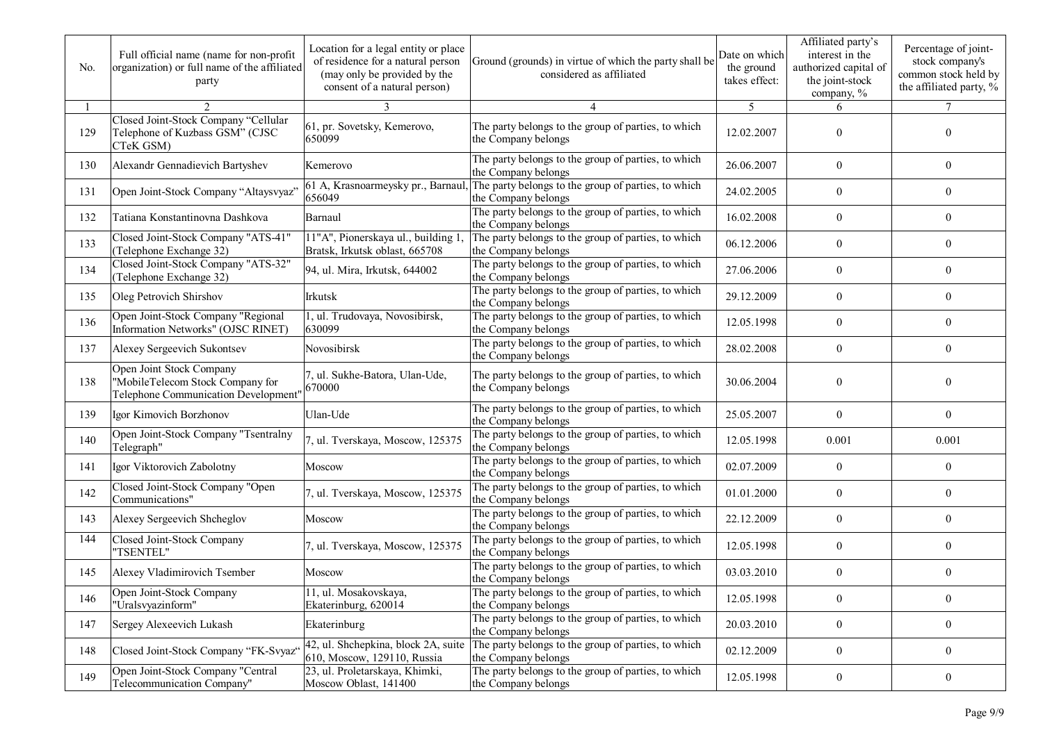| No. | Full official name (name for non-profit organization) or full name of the affiliated party | Location for a legal entity or place of residence for a natural person (may only be provided by the consent of a natural person) | Ground (grounds) in virtue of which the party shall be considered as affiliated | Date on which the ground takes effect: | Affiliated party's interest in the authorized capital of the joint-stock company, % | Percentage of joint-stock company's common stock held by the affiliated party, % |
|---|---|---|---|---|---|---|
| 1 | 2 | 3 | 4 | 5 | 6 | 7 |
| 129 | Closed Joint-Stock Company "Cellular Telephone of Kuzbass GSM" (CJSC CTeK GSM) | 61, pr. Sovetsky, Kemerovo, 650099 | The party belongs to the group of parties, to which the Company belongs | 12.02.2007 | 0 | 0 |
| 130 | Alexandr Gennadievich Bartyshev | Kemerovo | The party belongs to the group of parties, to which the Company belongs | 26.06.2007 | 0 | 0 |
| 131 | Open Joint-Stock Company "Altaysvyaz" | 61 A, Krasnoarmeysky pr., Barnaul, 656049 | The party belongs to the group of parties, to which the Company belongs | 24.02.2005 | 0 | 0 |
| 132 | Tatiana Konstantinovna Dashkova | Barnaul | The party belongs to the group of parties, to which the Company belongs | 16.02.2008 | 0 | 0 |
| 133 | Closed Joint-Stock Company "ATS-41" (Telephone Exchange 32) | 11"A", Pionerskaya ul., building 1, Bratsk, Irkutsk oblast, 665708 | The party belongs to the group of parties, to which the Company belongs | 06.12.2006 | 0 | 0 |
| 134 | Closed Joint-Stock Company "ATS-32" (Telephone Exchange 32) | 94, ul. Mira, Irkutsk, 644002 | The party belongs to the group of parties, to which the Company belongs | 27.06.2006 | 0 | 0 |
| 135 | Oleg Petrovich Shirshov | Irkutsk | The party belongs to the group of parties, to which the Company belongs | 29.12.2009 | 0 | 0 |
| 136 | Open Joint-Stock Company "Regional Information Networks" (OJSC RINET) | 1, ul. Trudovaya, Novosibirsk, 630099 | The party belongs to the group of parties, to which the Company belongs | 12.05.1998 | 0 | 0 |
| 137 | Alexey Sergeevich Sukontsev | Novosibirsk | The party belongs to the group of parties, to which the Company belongs | 28.02.2008 | 0 | 0 |
| 138 | Open Joint Stock Company "MobileTelecom Stock Company for Telephone Communication Development" | 7, ul. Sukhe-Batora, Ulan-Ude, 670000 | The party belongs to the group of parties, to which the Company belongs | 30.06.2004 | 0 | 0 |
| 139 | Igor Kimovich Borzhonov | Ulan-Ude | The party belongs to the group of parties, to which the Company belongs | 25.05.2007 | 0 | 0 |
| 140 | Open Joint-Stock Company "Tsentralny Telegraph" | 7, ul. Tverskaya, Moscow, 125375 | The party belongs to the group of parties, to which the Company belongs | 12.05.1998 | 0.001 | 0.001 |
| 141 | Igor Viktorovich Zabolotny | Moscow | The party belongs to the group of parties, to which the Company belongs | 02.07.2009 | 0 | 0 |
| 142 | Closed Joint-Stock Company "Open Communications" | 7, ul. Tverskaya, Moscow, 125375 | The party belongs to the group of parties, to which the Company belongs | 01.01.2000 | 0 | 0 |
| 143 | Alexey Sergeevich Shcheglov | Moscow | The party belongs to the group of parties, to which the Company belongs | 22.12.2009 | 0 | 0 |
| 144 | Closed Joint-Stock Company "TSENTEL" | 7, ul. Tverskaya, Moscow, 125375 | The party belongs to the group of parties, to which the Company belongs | 12.05.1998 | 0 | 0 |
| 145 | Alexey Vladimirovich Tsember | Moscow | The party belongs to the group of parties, to which the Company belongs | 03.03.2010 | 0 | 0 |
| 146 | Open Joint-Stock Company "Uralsvyazinform" | 11, ul. Mosakovskaya, Ekaterinburg, 620014 | The party belongs to the group of parties, to which the Company belongs | 12.05.1998 | 0 | 0 |
| 147 | Sergey Alexeevich Lukash | Ekaterinburg | The party belongs to the group of parties, to which the Company belongs | 20.03.2010 | 0 | 0 |
| 148 | Closed Joint-Stock Company "FK-Svyaz" | 42, ul. Shchepkina, block 2A, suite 610, Moscow, 129110, Russia | The party belongs to the group of parties, to which the Company belongs | 02.12.2009 | 0 | 0 |
| 149 | Open Joint-Stock Company "Central Telecommunication Company" | 23, ul. Proletarskaya, Khimki, Moscow Oblast, 141400 | The party belongs to the group of parties, to which the Company belongs | 12.05.1998 | 0 | 0 |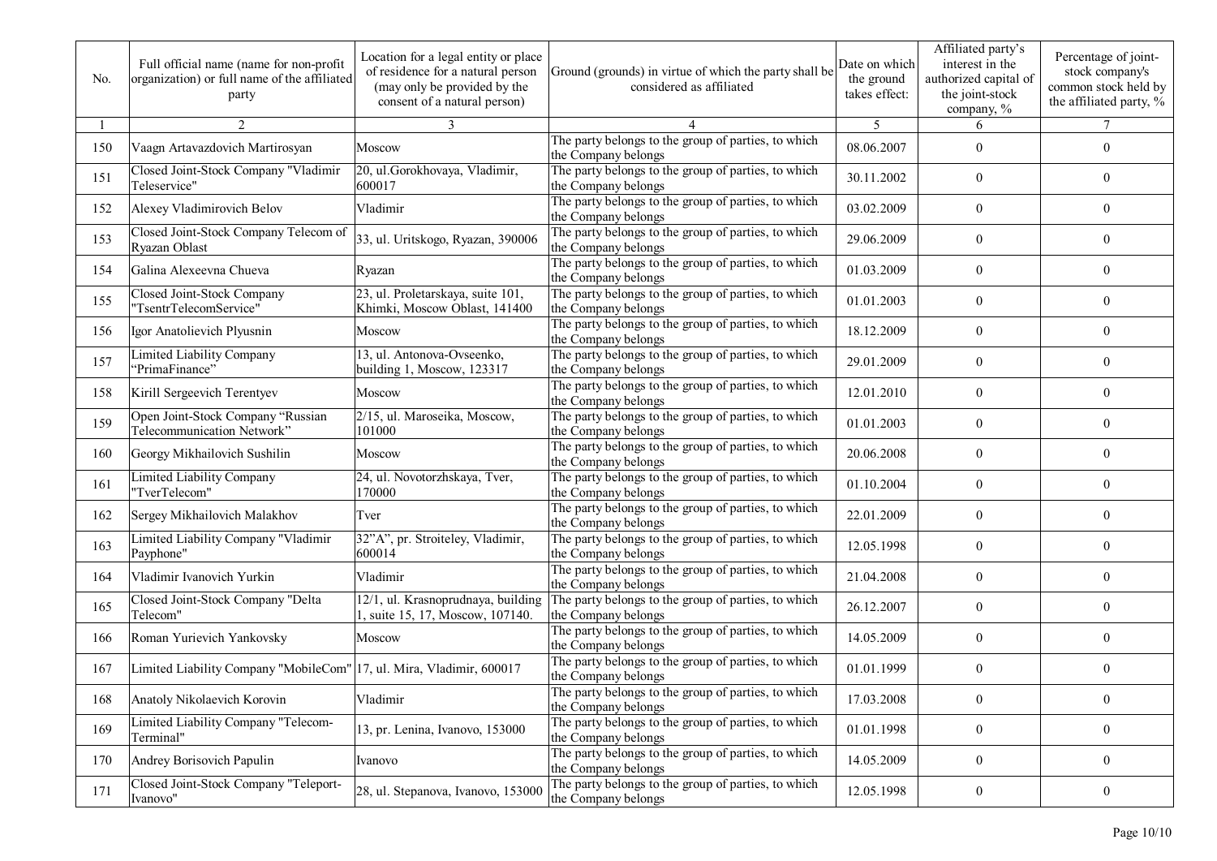| No. | Full official name (name for non-profit organization) or full name of the affiliated party | Location for a legal entity or place of residence for a natural person (may only be provided by the consent of a natural person) | Ground (grounds) in virtue of which the party shall be considered as affiliated | Date on which the ground takes effect: | Affiliated party's interest in the authorized capital of the joint-stock company, % | Percentage of joint-stock company's common stock held by the affiliated party, % |
|---|---|---|---|---|---|---|
| 1 | 2 | 3 | 4 | 5 | 6 | 7 |
| 150 | Vaagn Artavazdovich Martirosyan | Moscow | The party belongs to the group of parties, to which the Company belongs | 08.06.2007 | 0 | 0 |
| 151 | Closed Joint-Stock Company "Vladimir Teleservice" | 20, ul.Gorokhovaya, Vladimir, 600017 | The party belongs to the group of parties, to which the Company belongs | 30.11.2002 | 0 | 0 |
| 152 | Alexey Vladimirovich Belov | Vladimir | The party belongs to the group of parties, to which the Company belongs | 03.02.2009 | 0 | 0 |
| 153 | Closed Joint-Stock Company Telecom of Ryazan Oblast | 33, ul. Uritskogo, Ryazan, 390006 | The party belongs to the group of parties, to which the Company belongs | 29.06.2009 | 0 | 0 |
| 154 | Galina Alexeevna Chueva | Ryazan | The party belongs to the group of parties, to which the Company belongs | 01.03.2009 | 0 | 0 |
| 155 | Closed Joint-Stock Company "TsentrTelecomService" | 23, ul. Proletarskaya, suite 101, Khimki, Moscow Oblast, 141400 | The party belongs to the group of parties, to which the Company belongs | 01.01.2003 | 0 | 0 |
| 156 | Igor Anatolievich Plyusnin | Moscow | The party belongs to the group of parties, to which the Company belongs | 18.12.2009 | 0 | 0 |
| 157 | Limited Liability Company "PrimaFinance" | 13, ul. Antonova-Ovseenko, building 1, Moscow, 123317 | The party belongs to the group of parties, to which the Company belongs | 29.01.2009 | 0 | 0 |
| 158 | Kirill Sergeevich Terentyev | Moscow | The party belongs to the group of parties, to which the Company belongs | 12.01.2010 | 0 | 0 |
| 159 | Open Joint-Stock Company "Russian Telecommunication Network" | 2/15, ul. Maroseika, Moscow, 101000 | The party belongs to the group of parties, to which the Company belongs | 01.01.2003 | 0 | 0 |
| 160 | Georgy Mikhailovich Sushilin | Moscow | The party belongs to the group of parties, to which the Company belongs | 20.06.2008 | 0 | 0 |
| 161 | Limited Liability Company "TverTelecom" | 24, ul. Novotorzhskaya, Tver, 170000 | The party belongs to the group of parties, to which the Company belongs | 01.10.2004 | 0 | 0 |
| 162 | Sergey Mikhailovich Malakhov | Tver | The party belongs to the group of parties, to which the Company belongs | 22.01.2009 | 0 | 0 |
| 163 | Limited Liability Company "Vladimir Payphone" | 32"A", pr. Stroiteley, Vladimir, 600014 | The party belongs to the group of parties, to which the Company belongs | 12.05.1998 | 0 | 0 |
| 164 | Vladimir Ivanovich Yurkin | Vladimir | The party belongs to the group of parties, to which the Company belongs | 21.04.2008 | 0 | 0 |
| 165 | Closed Joint-Stock Company "Delta Telecom" | 12/1, ul. Krasnoprudnaya, building 1, suite 15, 17, Moscow, 107140. | The party belongs to the group of parties, to which the Company belongs | 26.12.2007 | 0 | 0 |
| 166 | Roman Yurievich Yankovsky | Moscow | The party belongs to the group of parties, to which the Company belongs | 14.05.2009 | 0 | 0 |
| 167 | Limited Liability Company "MobileCom" | 17, ul. Mira, Vladimir, 600017 | The party belongs to the group of parties, to which the Company belongs | 01.01.1999 | 0 | 0 |
| 168 | Anatoly Nikolaevich Korovin | Vladimir | The party belongs to the group of parties, to which the Company belongs | 17.03.2008 | 0 | 0 |
| 169 | Limited Liability Company "Telecom-Terminal" | 13, pr. Lenina, Ivanovo, 153000 | The party belongs to the group of parties, to which the Company belongs | 01.01.1998 | 0 | 0 |
| 170 | Andrey Borisovich Papulin | Ivanovo | The party belongs to the group of parties, to which the Company belongs | 14.05.2009 | 0 | 0 |
| 171 | Closed Joint-Stock Company "Teleport-Ivanovo" | 28, ul. Stepanova, Ivanovo, 153000 | The party belongs to the group of parties, to which the Company belongs | 12.05.1998 | 0 | 0 |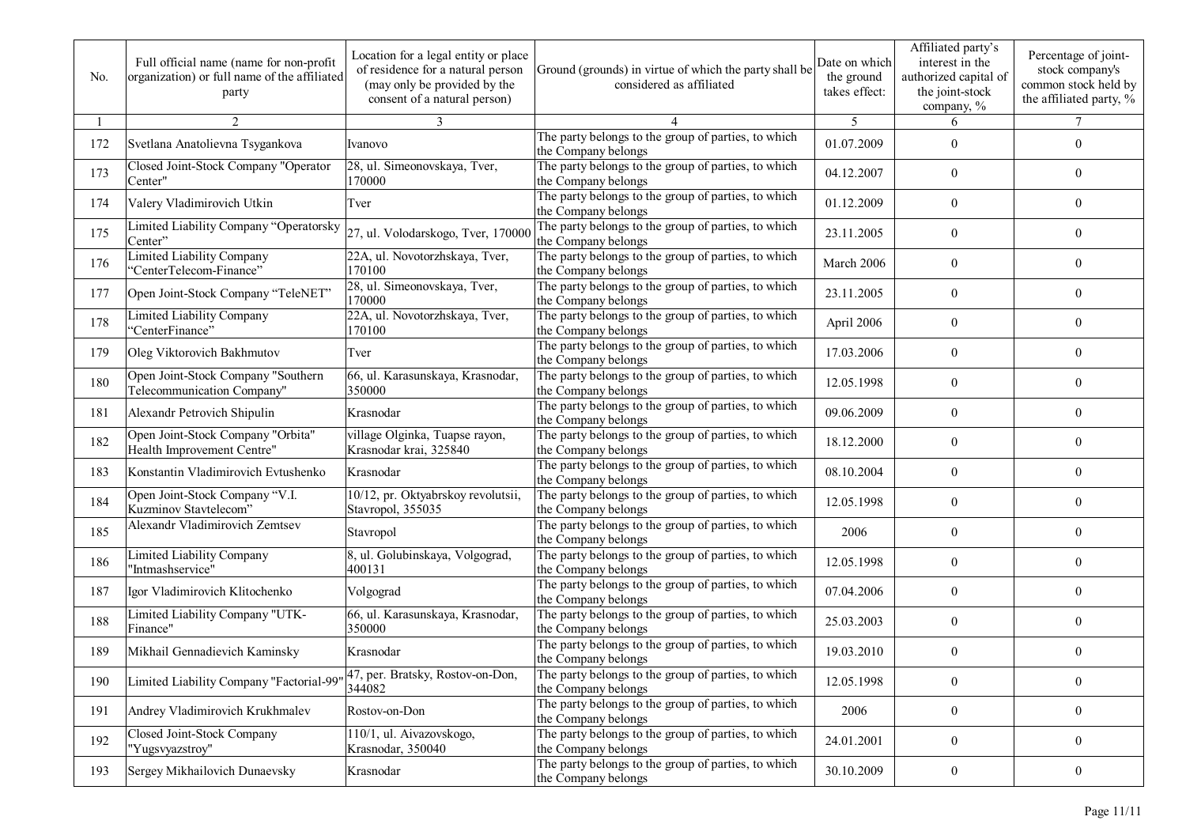| No. | Full official name (name for non-profit organization) or full name of the affiliated party | Location for a legal entity or place of residence for a natural person (may only be provided by the consent of a natural person) | Ground (grounds) in virtue of which the party shall be considered as affiliated | Date on which the ground takes effect: | Affiliated party's interest in the authorized capital of the joint-stock company, % | Percentage of joint-stock company's common stock held by the affiliated party, % |
|---|---|---|---|---|---|---|
| 1 | 2 | 3 | 4 | 5 | 6 | 7 |
| 172 | Svetlana Anatolievna Tsygankova | Ivanovo | The party belongs to the group of parties, to which the Company belongs | 01.07.2009 | 0 | 0 |
| 173 | Closed Joint-Stock Company "Operator Center" | 28, ul. Simeonovskaya, Tver, 170000 | The party belongs to the group of parties, to which the Company belongs | 04.12.2007 | 0 | 0 |
| 174 | Valery Vladimirovich Utkin | Tver | The party belongs to the group of parties, to which the Company belongs | 01.12.2009 | 0 | 0 |
| 175 | Limited Liability Company "Operatorsky Center" | 27, ul. Volodarskogo, Tver, 170000 | The party belongs to the group of parties, to which the Company belongs | 23.11.2005 | 0 | 0 |
| 176 | Limited Liability Company "CenterTelecom-Finance" | 22A, ul. Novotorzhskaya, Tver, 170100 | The party belongs to the group of parties, to which the Company belongs | March 2006 | 0 | 0 |
| 177 | Open Joint-Stock Company "TeleNET" | 28, ul. Simeonovskaya, Tver, 170000 | The party belongs to the group of parties, to which the Company belongs | 23.11.2005 | 0 | 0 |
| 178 | Limited Liability Company "CenterFinance" | 22A, ul. Novotorzhskaya, Tver, 170100 | The party belongs to the group of parties, to which the Company belongs | April 2006 | 0 | 0 |
| 179 | Oleg Viktorovich Bakhmutov | Tver | The party belongs to the group of parties, to which the Company belongs | 17.03.2006 | 0 | 0 |
| 180 | Open Joint-Stock Company "Southern Telecommunication Company" | 66, ul. Karasunskaya, Krasnodar, 350000 | The party belongs to the group of parties, to which the Company belongs | 12.05.1998 | 0 | 0 |
| 181 | Alexandr Petrovich Shipulin | Krasnodar | The party belongs to the group of parties, to which the Company belongs | 09.06.2009 | 0 | 0 |
| 182 | Open Joint-Stock Company "Orbita" Health Improvement Centre" | village Olginka, Tuapse rayon, Krasnodar krai, 325840 | The party belongs to the group of parties, to which the Company belongs | 18.12.2000 | 0 | 0 |
| 183 | Konstantin Vladimirovich Evtushenko | Krasnodar | The party belongs to the group of parties, to which the Company belongs | 08.10.2004 | 0 | 0 |
| 184 | Open Joint-Stock Company "V.I. Kuzminov Stavtelecom" | 10/12, pr. Oktyabrskoy revolutsii, Stavropol, 355035 | The party belongs to the group of parties, to which the Company belongs | 12.05.1998 | 0 | 0 |
| 185 | Alexandr Vladimirovich Zemtsev | Stavropol | The party belongs to the group of parties, to which the Company belongs | 2006 | 0 | 0 |
| 186 | Limited Liability Company "Intmashservice" | 8, ul. Golubinskaya, Volgograd, 400131 | The party belongs to the group of parties, to which the Company belongs | 12.05.1998 | 0 | 0 |
| 187 | Igor Vladimirovich Klitochenko | Volgograd | The party belongs to the group of parties, to which the Company belongs | 07.04.2006 | 0 | 0 |
| 188 | Limited Liability Company "UTK-Finance" | 66, ul. Karasunskaya, Krasnodar, 350000 | The party belongs to the group of parties, to which the Company belongs | 25.03.2003 | 0 | 0 |
| 189 | Mikhail Gennadievich Kaminsky | Krasnodar | The party belongs to the group of parties, to which the Company belongs | 19.03.2010 | 0 | 0 |
| 190 | Limited Liability Company "Factorial-99" | 47, per. Bratsky, Rostov-on-Don, 344082 | The party belongs to the group of parties, to which the Company belongs | 12.05.1998 | 0 | 0 |
| 191 | Andrey Vladimirovich Krukhmalev | Rostov-on-Don | The party belongs to the group of parties, to which the Company belongs | 2006 | 0 | 0 |
| 192 | Closed Joint-Stock Company "Yugsvyazstroy" | 110/1, ul. Aivazovskogo, Krasnodar, 350040 | The party belongs to the group of parties, to which the Company belongs | 24.01.2001 | 0 | 0 |
| 193 | Sergey Mikhailovich Dunaevsky | Krasnodar | The party belongs to the group of parties, to which the Company belongs | 30.10.2009 | 0 | 0 |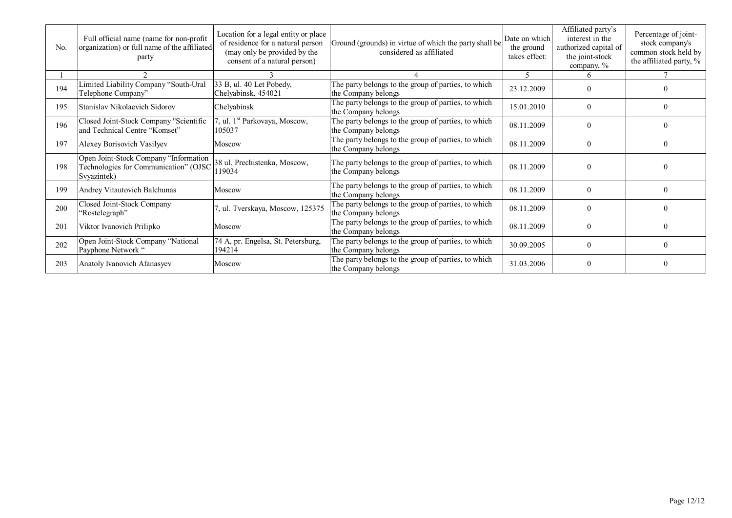| No. | Full official name (name for non-profit organization) or full name of the affiliated party | Location for a legal entity or place of residence for a natural person (may only be provided by the consent of a natural person) | Ground (grounds) in virtue of which the party shall be considered as affiliated | Date on which the ground takes effect: | Affiliated party's interest in the authorized capital of the joint-stock company, % | Percentage of joint-stock company's common stock held by the affiliated party, % |
|---|---|---|---|---|---|---|
| 1 | 2 | 3 | 4 | 5 | 6 | 7 |
| 194 | Limited Liability Company "South-Ural Telephone Company" | 33 B, ul. 40 Let Pobedy, Chelyabinsk, 454021 | The party belongs to the group of parties, to which the Company belongs | 23.12.2009 | 0 | 0 |
| 195 | Stanislav Nikolaevich Sidorov | Chelyabinsk | The party belongs to the group of parties, to which the Company belongs | 15.01.2010 | 0 | 0 |
| 196 | Closed Joint-Stock Company "Scientific and Technical Centre "Komset" | 7, ul. 1st Parkovaya, Moscow, 105037 | The party belongs to the group of parties, to which the Company belongs | 08.11.2009 | 0 | 0 |
| 197 | Alexey Borisovich Vasilyev | Moscow | The party belongs to the group of parties, to which the Company belongs | 08.11.2009 | 0 | 0 |
| 198 | Open Joint-Stock Company "Information Technologies for Communication" (OJSC Svyazintek) | 38 ul. Prechistenka, Moscow, 119034 | The party belongs to the group of parties, to which the Company belongs | 08.11.2009 | 0 | 0 |
| 199 | Andrey Vitautovich Balchunas | Moscow | The party belongs to the group of parties, to which the Company belongs | 08.11.2009 | 0 | 0 |
| 200 | Closed Joint-Stock Company "Rostelegraph" | 7, ul. Tverskaya, Moscow, 125375 | The party belongs to the group of parties, to which the Company belongs | 08.11.2009 | 0 | 0 |
| 201 | Viktor Ivanovich Prilipko | Moscow | The party belongs to the group of parties, to which the Company belongs | 08.11.2009 | 0 | 0 |
| 202 | Open Joint-Stock Company "National Payphone Network " | 74 A, pr. Engelsa, St. Petersburg, 194214 | The party belongs to the group of parties, to which the Company belongs | 30.09.2005 | 0 | 0 |
| 203 | Anatoly Ivanovich Afanasyev | Moscow | The party belongs to the group of parties, to which the Company belongs | 31.03.2006 | 0 | 0 |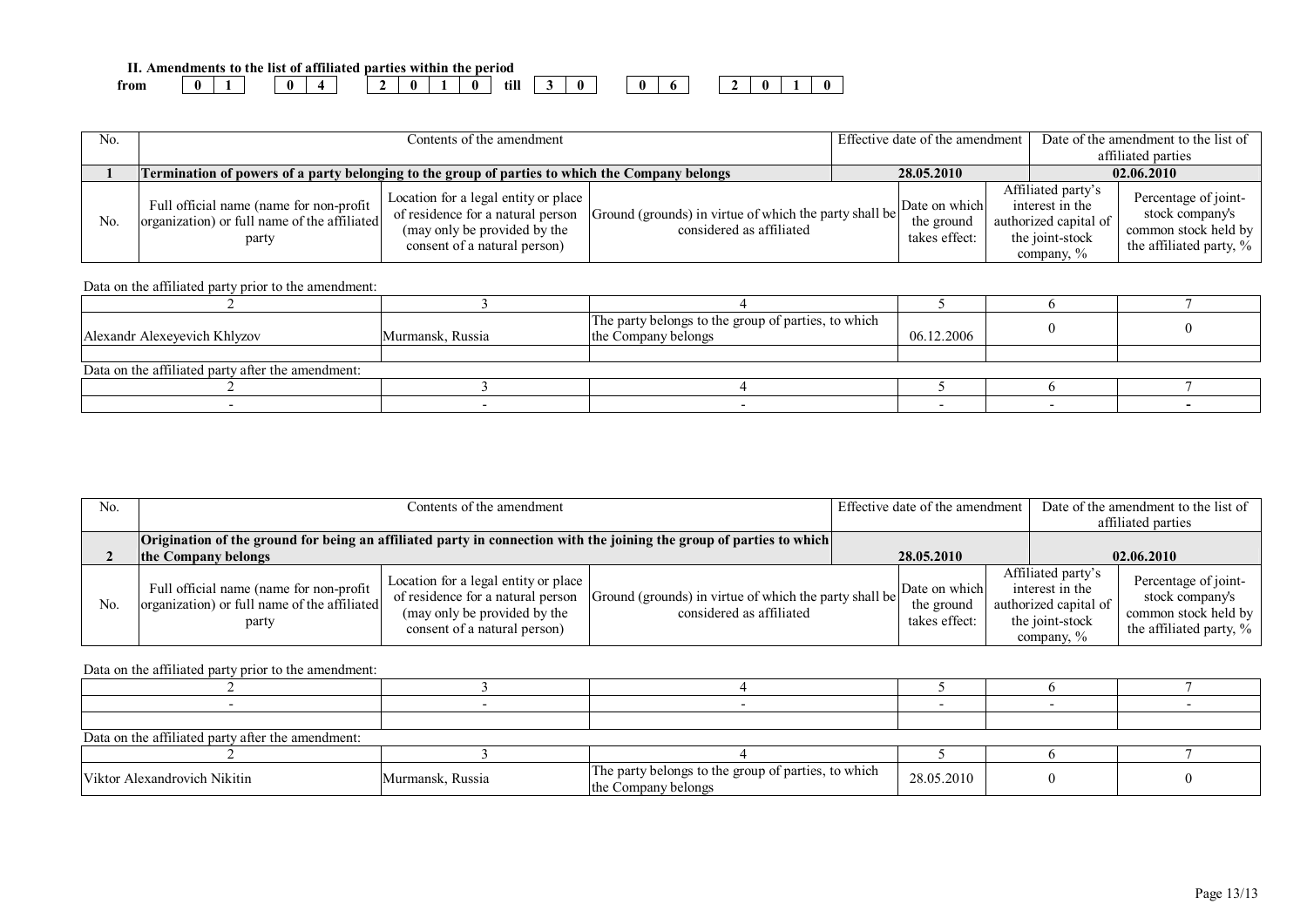**II. Amendments to the list of affiliated parties within the period**

**from** | 0 | 1 | | 0 | 4 | | 2 | 0 | 1 | 0 | **till** | 3 | 0 | | 0 | 6 | | 2 | 0 | 1 | 0 |

| No. | Contents of the amendment | | | Effective date of the amendment | | Date of the amendment to the list of affiliated parties |
|---|---|---|---|---|---|---|
| **1** | **Termination of powers of a party belonging to the group of parties to which the Company belongs** | | | **28.05.2010** | | **02.06.2010** |
| No. | Full official name (name for non-profit organization) or full name of the affiliated party | Location for a legal entity or place of residence for a natural person (may only be provided by the consent of a natural person) | Ground (grounds) in virtue of which the party shall be considered as affiliated | Date on which the ground takes effect: | Affiliated party's interest in the authorized capital of the joint-stock company, % | Percentage of joint-stock company's common stock held by the affiliated party, % |

Data on the affiliated party prior to the amendment:

| 2 | 3 | 4 | 5 | 6 | 7 |
|---|---|---|---|---|---|
| Alexandr Alexeyevich Khlyzov | Murmansk, Russia | The party belongs to the group of parties, to which the Company belongs | 06.12.2006 | 0 | 0 |

Data on the affiliated party after the amendment:

| 2 | 3 | 4 | 5 | 6 | 7 |
|---|---|---|---|---|---|
| - | - | - | - | - | - |

| No. | Contents of the amendment | | | Effective date of the amendment | | Date of the amendment to the list of affiliated parties |
|---|---|---|---|---|---|---|
| **2** | **Origination of the ground for being an affiliated party in connection with the joining the group of parties to which the Company belongs** | | | **28.05.2010** | | **02.06.2010** |
| No. | Full official name (name for non-profit organization) or full name of the affiliated party | Location for a legal entity or place of residence for a natural person (may only be provided by the consent of a natural person) | Ground (grounds) in virtue of which the party shall be considered as affiliated | Date on which the ground takes effect: | Affiliated party's interest in the authorized capital of the joint-stock company, % | Percentage of joint-stock company's common stock held by the affiliated party, % |

Data on the affiliated party prior to the amendment:

| 2 | 3 | 4 | 5 | 6 | 7 |
|---|---|---|---|---|---|
| - | - | - | - | - | - |

Data on the affiliated party after the amendment:

| 2 | 3 | 4 | 5 | 6 | 7 |
|---|---|---|---|---|---|
| Viktor Alexandrovich Nikitin | Murmansk, Russia | The party belongs to the group of parties, to which the Company belongs | 28.05.2010 | 0 | 0 |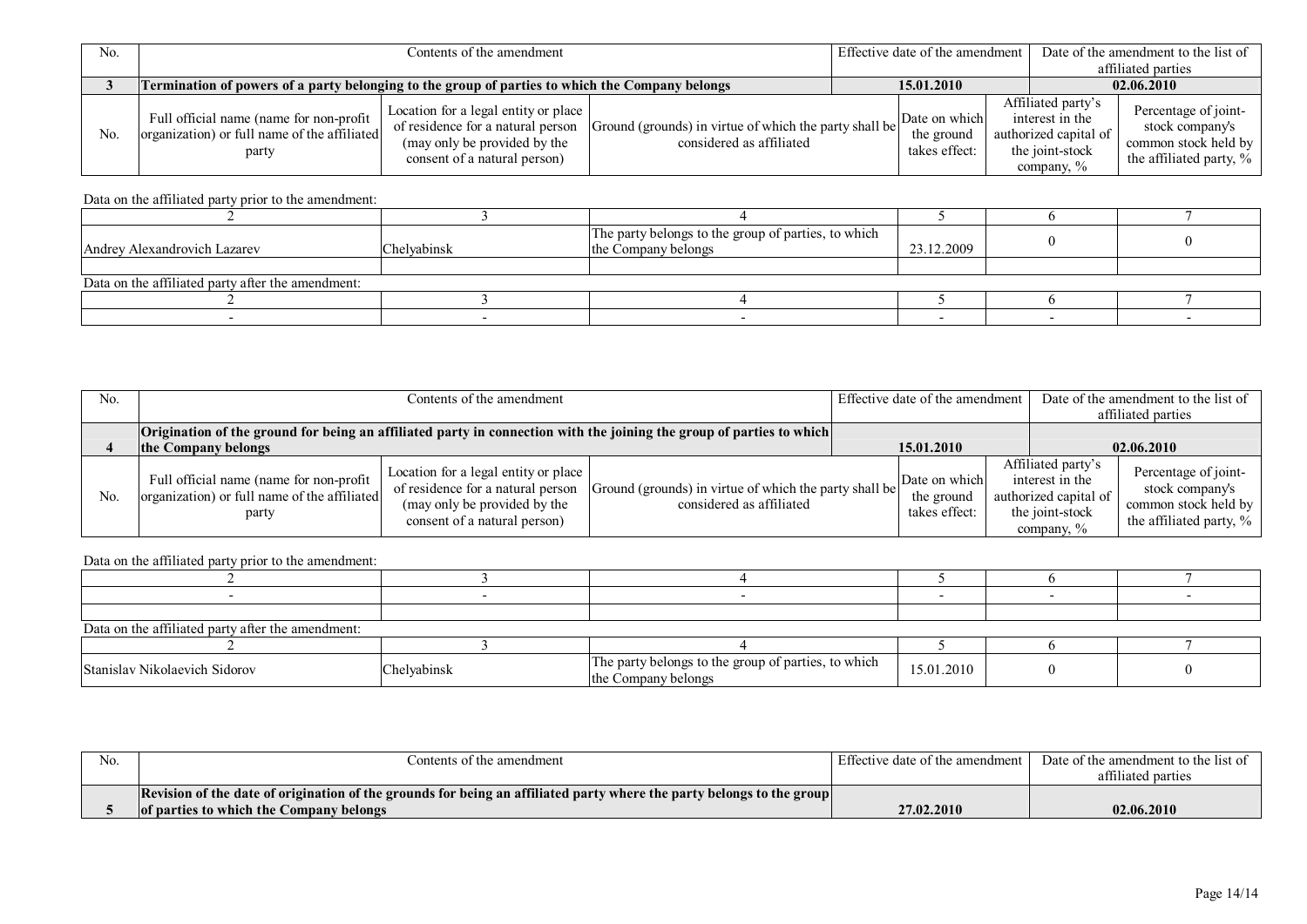| No. | Contents of the amendment | | | Effective date of the amendment | | Date of the amendment to the list of affiliated parties |
|---|---|---|---|---|---|---|
| **3** | **Termination of powers of a party belonging to the group of parties to which the Company belongs** | | | **15.01.2010** | | **02.06.2010** |
| No. | Full official name (name for non-profit organization) or full name of the affiliated party | Location for a legal entity or place of residence for a natural person (may only be provided by the consent of a natural person) | Ground (grounds) in virtue of which the party shall be considered as affiliated | Date on which the ground takes effect: | Affiliated party's interest in the authorized capital of the joint-stock company, % | Percentage of joint-stock company's common stock held by the affiliated party, % |

Data on the affiliated party prior to the amendment:

| 2 | 3 | 4 | 5 | 6 | 7 |
|---|---|---|---|---|---|
| Andrey Alexandrovich Lazarev | Chelyabinsk | The party belongs to the group of parties, to which the Company belongs | 23.12.2009 | 0 | 0 |
| | | | | | |

Data on the affiliated party after the amendment:

| 2 | 3 | 4 | 5 | 6 | 7 |
|---|---|---|---|---|---|
| - | - | - | - | - | - |

| No. | Contents of the amendment | | | Effective date of the amendment | | Date of the amendment to the list of affiliated parties |
|---|---|---|---|---|---|---|
| **4** | **Origination of the ground for being an affiliated party in connection with the joining the group of parties to which the Company belongs** | | | **15.01.2010** | | **02.06.2010** |
| No. | Full official name (name for non-profit organization) or full name of the affiliated party | Location for a legal entity or place of residence for a natural person (may only be provided by the consent of a natural person) | Ground (grounds) in virtue of which the party shall be considered as affiliated | Date on which the ground takes effect: | Affiliated party's interest in the authorized capital of the joint-stock company, % | Percentage of joint-stock company's common stock held by the affiliated party, % |

Data on the affiliated party prior to the amendment:

| 2 | 3 | 4 | 5 | 6 | 7 |
|---|---|---|---|---|---|
| - | - | - | - | - | - |
| | | | | | |

Data on the affiliated party after the amendment:

| 2 | 3 | 4 | 5 | 6 | 7 |
|---|---|---|---|---|---|
| Stanislav Nikolaevich Sidorov | Chelyabinsk | The party belongs to the group of parties, to which the Company belongs | 15.01.2010 | 0 | 0 |

| No. | Contents of the amendment | Effective date of the amendment | Date of the amendment to the list of affiliated parties |
|---|---|---|---|
| **5** | **Revision of the date of origination of the grounds for being an affiliated party where the party belongs to the group of parties to which the Company belongs** | **27.02.2010** | **02.06.2010** |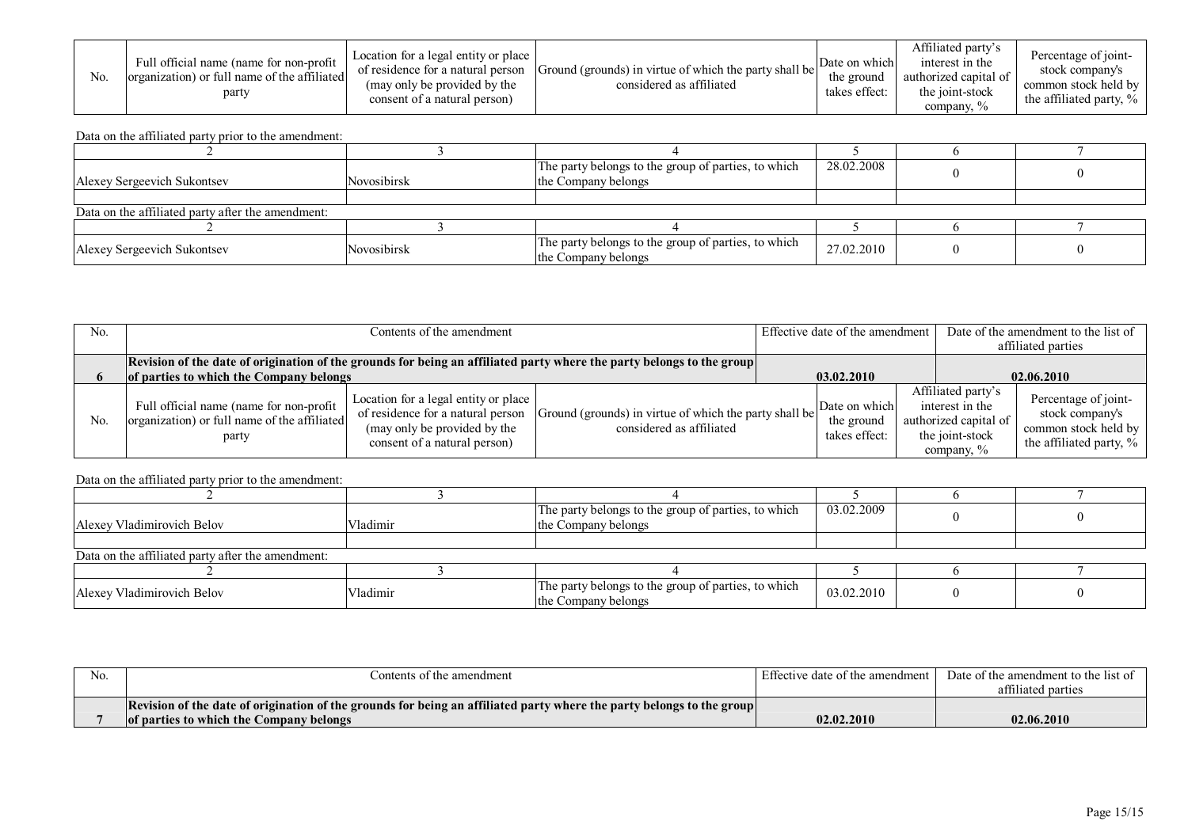| No. | Full official name (name for non-profit organization) or full name of the affiliated party | Location for a legal entity or place of residence for a natural person (may only be provided by the consent of a natural person) | Ground (grounds) in virtue of which the party shall be considered as affiliated | Date on which the ground takes effect: | Affiliated party's interest in the authorized capital of the joint-stock company, % | Percentage of joint-stock company's common stock held by the affiliated party, % |
|---|---|---|---|---|---|---|

Data on the affiliated party prior to the amendment:

| 2 | 3 | 4 | 5 | 6 | 7 |
|---|---|---|---|---|---|
| Alexey Sergeevich Sukontsev | Novosibirsk | The party belongs to the group of parties, to which the Company belongs | 28.02.2008 | 0 | 0 |
| | | | | | |

Data on the affiliated party after the amendment:

| 2 | 3 | 4 | 5 | 6 | 7 |
|---|---|---|---|---|---|
| Alexey Sergeevich Sukontsev | Novosibirsk | The party belongs to the group of parties, to which the Company belongs | 27.02.2010 | 0 | 0 |

| No. | Contents of the amendment | Effective date of the amendment | Date of the amendment to the list of affiliated parties |
|---|---|---|---|
| **6** | **Revision of the date of origination of the grounds for being an affiliated party where the party belongs to the group of parties to which the Company belongs** | **03.02.2010** | **02.06.2010** |

| No. | Full official name (name for non-profit organization) or full name of the affiliated party | Location for a legal entity or place of residence for a natural person (may only be provided by the consent of a natural person) | Ground (grounds) in virtue of which the party shall be considered as affiliated | Date on which the ground takes effect: | Affiliated party's interest in the authorized capital of the joint-stock company, % | Percentage of joint-stock company's common stock held by the affiliated party, % |
|---|---|---|---|---|---|---|

Data on the affiliated party prior to the amendment:

| 2 | 3 | 4 | 5 | 6 | 7 |
|---|---|---|---|---|---|
| Alexey Vladimirovich Belov | Vladimir | The party belongs to the group of parties, to which the Company belongs | 03.02.2009 | 0 | 0 |
| | | | | | |

Data on the affiliated party after the amendment:

| 2 | 3 | 4 | 5 | 6 | 7 |
|---|---|---|---|---|---|
| Alexey Vladimirovich Belov | Vladimir | The party belongs to the group of parties, to which the Company belongs | 03.02.2010 | 0 | 0 |

| No. | Contents of the amendment | Effective date of the amendment | Date of the amendment to the list of affiliated parties |
|---|---|---|---|
| **7** | **Revision of the date of origination of the grounds for being an affiliated party where the party belongs to the group of parties to which the Company belongs** | **02.02.2010** | **02.06.2010** |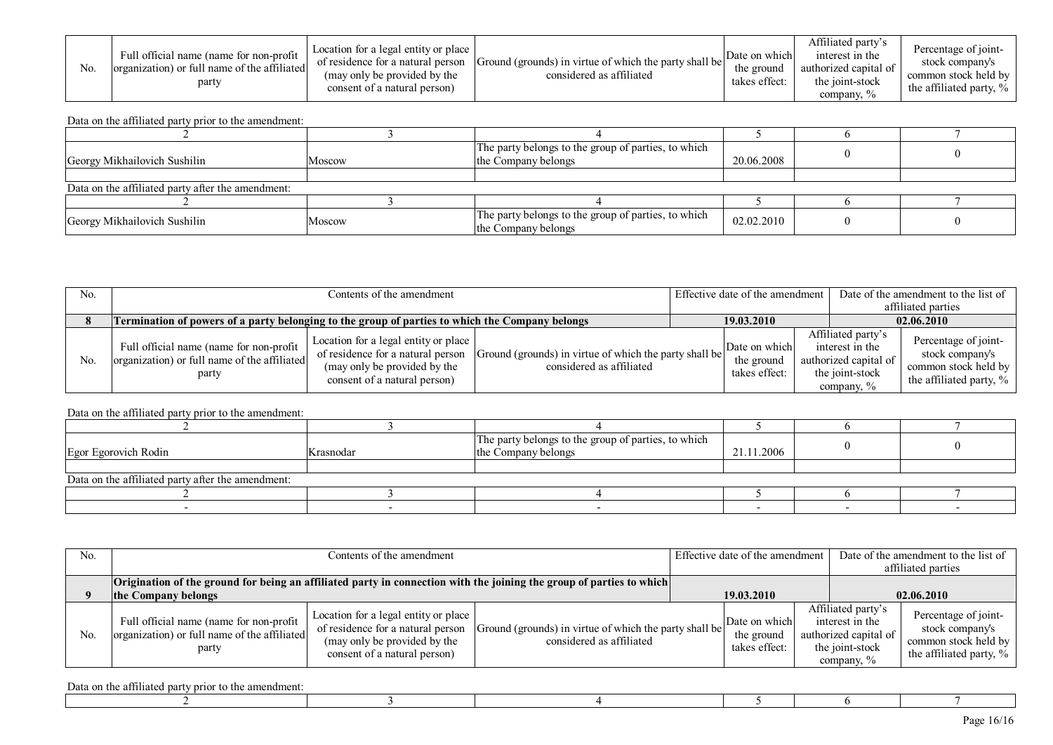| No. | Full official name (name for non-profit organization) or full name of the affiliated party | Location for a legal entity or place of residence for a natural person (may only be provided by the consent of a natural person) | Ground (grounds) in virtue of which the party shall be considered as affiliated | Date on which the ground takes effect: | Affiliated party's interest in the authorized capital of the joint-stock company, % | Percentage of joint-stock company's common stock held by the affiliated party, % |
|---|---|---|---|---|---|---|

Data on the affiliated party prior to the amendment:

| 2 | 3 | 4 | 5 | 6 | 7 |
|---|---|---|---|---|---|
| Georgy Mikhailovich Sushilin | Moscow | The party belongs to the group of parties, to which the Company belongs | 20.06.2008 | 0 | 0 |
| | | | | | |

Data on the affiliated party after the amendment:

| 2 | 3 | 4 | 5 | 6 | 7 |
|---|---|---|---|---|---|
| Georgy Mikhailovich Sushilin | Moscow | The party belongs to the group of parties, to which the Company belongs | 02.02.2010 | 0 | 0 |

| No. | Contents of the amendment | Effective date of the amendment | Date of the amendment to the list of affiliated parties |
|---|---|---|---|
| **8** | **Termination of powers of a party belonging to the group of parties to which the Company belongs** | **19.03.2010** | **02.06.2010** |

| No. | Full official name (name for non-profit organization) or full name of the affiliated party | Location for a legal entity or place of residence for a natural person (may only be provided by the consent of a natural person) | Ground (grounds) in virtue of which the party shall be considered as affiliated | Date on which the ground takes effect: | Affiliated party's interest in the authorized capital of the joint-stock company, % | Percentage of joint-stock company's common stock held by the affiliated party, % |
|---|---|---|---|---|---|---|

Data on the affiliated party prior to the amendment:

| 2 | 3 | 4 | 5 | 6 | 7 |
|---|---|---|---|---|---|
| Egor Egorovich Rodin | Krasnodar | The party belongs to the group of parties, to which the Company belongs | 21.11.2006 | 0 | 0 |
| | | | | | |

Data on the affiliated party after the amendment:

| 2 | 3 | 4 | 5 | 6 | 7 |
|---|---|---|---|---|---|
| - | - | - | - | - | - |

| No. | Contents of the amendment | Effective date of the amendment | Date of the amendment to the list of affiliated parties |
|---|---|---|---|
| **9** | **Origination of the ground for being an affiliated party in connection with the joining the group of parties to which the Company belongs** | **19.03.2010** | **02.06.2010** |

| No. | Full official name (name for non-profit organization) or full name of the affiliated party | Location for a legal entity or place of residence for a natural person (may only be provided by the consent of a natural person) | Ground (grounds) in virtue of which the party shall be considered as affiliated | Date on which the ground takes effect: | Affiliated party's interest in the authorized capital of the joint-stock company, % | Percentage of joint-stock company's common stock held by the affiliated party, % |
|---|---|---|---|---|---|---|

Data on the affiliated party prior to the amendment:

| 2 | 3 | 4 | 5 | 6 | 7 |
|---|---|---|---|---|---|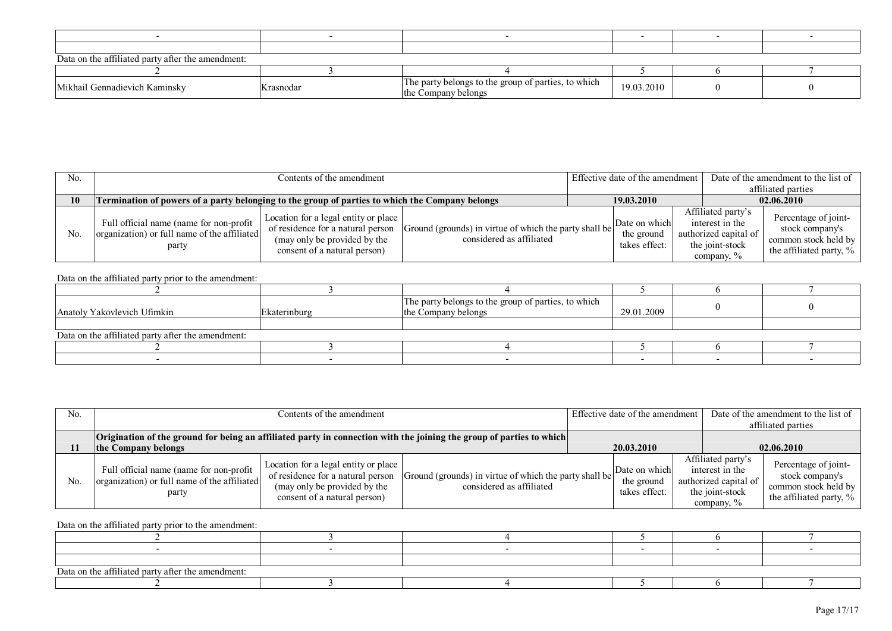| | | | | | |
|---|---|---|---|---|---|
| - | - | - | - | - | - |
| | | | | | |

Data on the affiliated party after the amendment:

| 2 | 3 | 4 | 5 | 6 | 7 |
|---|---|---|---|---|---|
| Mikhail Gennadievich Kaminsky | Krasnodar | The party belongs to the group of parties, to which the Company belongs | 19.03.2010 | 0 | 0 |

| No. | Contents of the amendment | | | Effective date of the amendment | | Date of the amendment to the list of affiliated parties |
|---|---|---|---|---|---|---|
| **10** | **Termination of powers of a party belonging to the group of parties to which the Company belongs** | | | **19.03.2010** | | **02.06.2010** |
| No. | Full official name (name for non-profit organization) or full name of the affiliated party | Location for a legal entity or place of residence for a natural person (may only be provided by the consent of a natural person) | Ground (grounds) in virtue of which the party shall be considered as affiliated | Date on which the ground takes effect: | Affiliated party's interest in the authorized capital of the joint-stock company, % | Percentage of joint-stock company's common stock held by the affiliated party, % |

Data on the affiliated party prior to the amendment:

| 2 | 3 | 4 | 5 | 6 | 7 |
|---|---|---|---|---|---|
| Anatoly Yakovlevich Ufimkin | Ekaterinburg | The party belongs to the group of parties, to which the Company belongs | 29.01.2009 | 0 | 0 |
| | | | | | |

Data on the affiliated party after the amendment:

| 2 | 3 | 4 | 5 | 6 | 7 |
|---|---|---|---|---|---|
| - | - | - | - | - | - |

| No. | Contents of the amendment | | | Effective date of the amendment | | Date of the amendment to the list of affiliated parties |
|---|---|---|---|---|---|---|
| **11** | **Origination of the ground for being an affiliated party in connection with the joining the group of parties to which the Company belongs** | | | **20.03.2010** | | **02.06.2010** |
| No. | Full official name (name for non-profit organization) or full name of the affiliated party | Location for a legal entity or place of residence for a natural person (may only be provided by the consent of a natural person) | Ground (grounds) in virtue of which the party shall be considered as affiliated | Date on which the ground takes effect: | Affiliated party's interest in the authorized capital of the joint-stock company, % | Percentage of joint-stock company's common stock held by the affiliated party, % |

Data on the affiliated party prior to the amendment:

| 2 | 3 | 4 | 5 | 6 | 7 |
|---|---|---|---|---|---|
| - | - | - | - | - | - |
| | | | | | |

Data on the affiliated party after the amendment:

| 2 | 3 | 4 | 5 | 6 | 7 |
|---|---|---|---|---|---|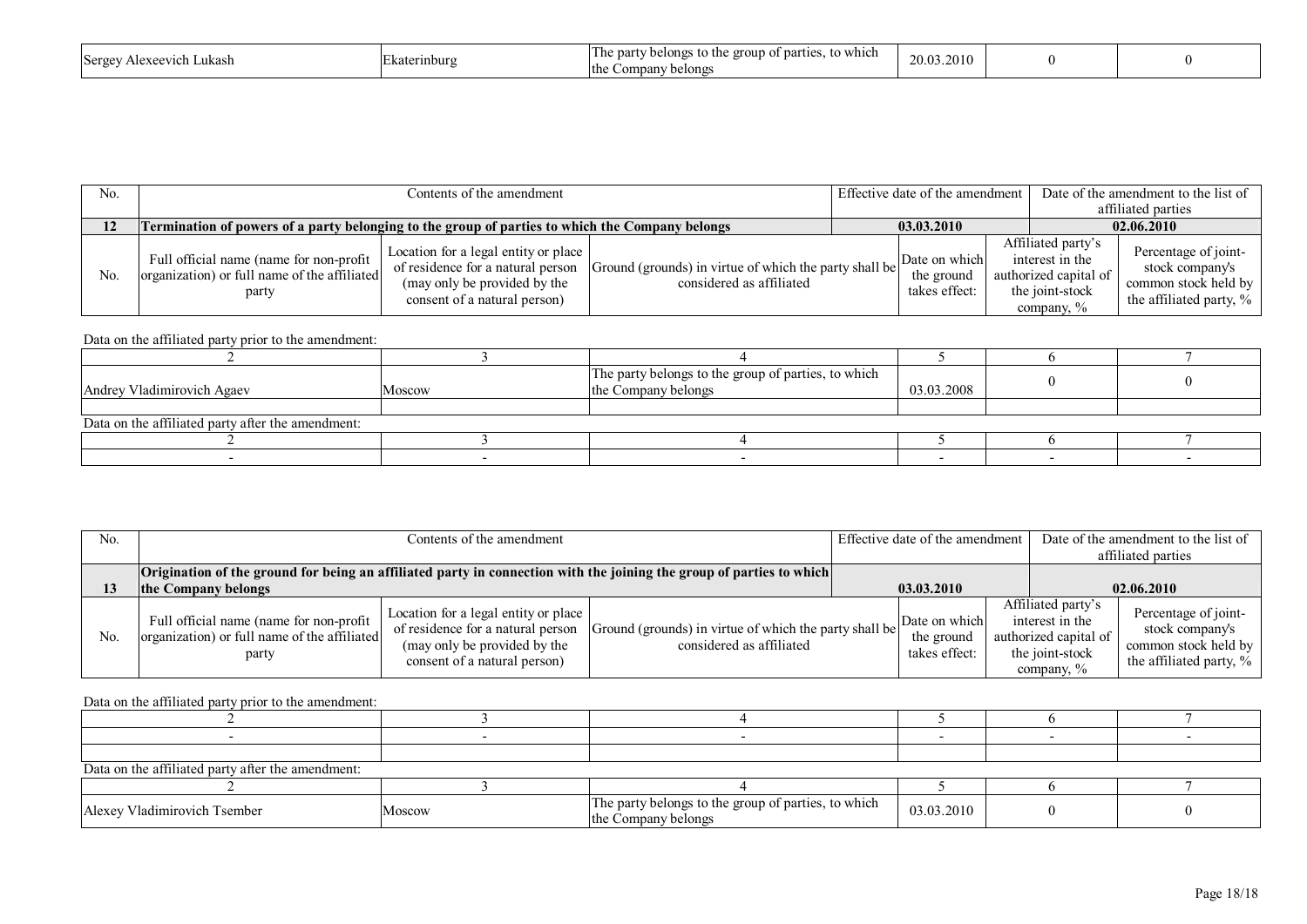| Sergey Alexeevich Lukash | Ekaterinburg | The party belongs to the group of parties, to which the Company belongs | 20.03.2010 | 0 | 0 |
|---|---|---|---|---|---|

| No. | Contents of the amendment | | | Effective date of the amendment | Date of the amendment to the list of affiliated parties | |
|---|---|---|---|---|---|---|
| **12** | **Termination of powers of a party belonging to the group of parties to which the Company belongs** | | | **03.03.2010** | **02.06.2010** | |
| No. | Full official name (name for non-profit organization) or full name of the affiliated party | Location for a legal entity or place of residence for a natural person (may only be provided by the consent of a natural person) | Ground (grounds) in virtue of which the party shall be considered as affiliated | Date on which the ground takes effect: | Affiliated party's interest in the authorized capital of the joint-stock company, % | Percentage of joint-stock company's common stock held by the affiliated party, % |

Data on the affiliated party prior to the amendment:

| 2 | 3 | 4 | 5 | 6 | 7 |
|---|---|---|---|---|---|
| Andrey Vladimirovich Agaev | Moscow | The party belongs to the group of parties, to which the Company belongs | 03.03.2008 | 0 | 0 |
| | | | | | |

Data on the affiliated party after the amendment:

| 2 | 3 | 4 | 5 | 6 | 7 |
|---|---|---|---|---|---|
| - | - | - | - | - | - |

| No. | Contents of the amendment | | | Effective date of the amendment | Date of the amendment to the list of affiliated parties | |
|---|---|---|---|---|---|---|
| **13** | **Origination of the ground for being an affiliated party in connection with the joining the group of parties to which the Company belongs** | | | **03.03.2010** | **02.06.2010** | |
| No. | Full official name (name for non-profit organization) or full name of the affiliated party | Location for a legal entity or place of residence for a natural person (may only be provided by the consent of a natural person) | Ground (grounds) in virtue of which the party shall be considered as affiliated | Date on which the ground takes effect: | Affiliated party's interest in the authorized capital of the joint-stock company, % | Percentage of joint-stock company's common stock held by the affiliated party, % |

Data on the affiliated party prior to the amendment:

| 2 | 3 | 4 | 5 | 6 | 7 |
|---|---|---|---|---|---|
| - | - | - | - | - | - |
| | | | | | |

Data on the affiliated party after the amendment:

| 2 | 3 | 4 | 5 | 6 | 7 |
|---|---|---|---|---|---|
| Alexey Vladimirovich Tsember | Moscow | The party belongs to the group of parties, to which the Company belongs | 03.03.2010 | 0 | 0 |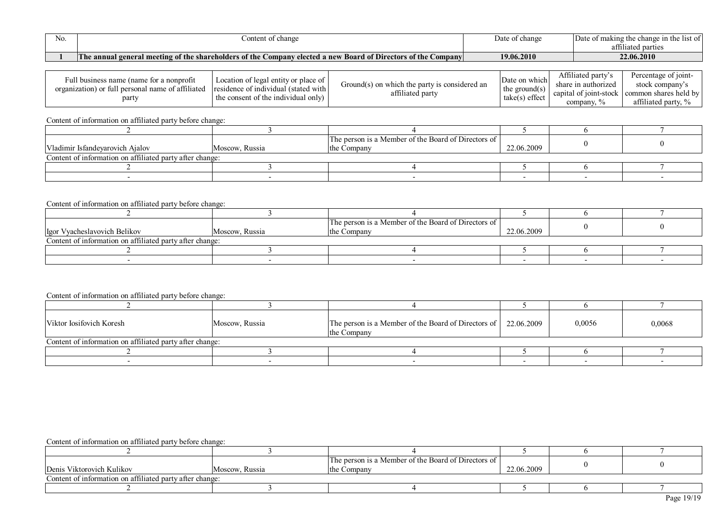| No. | Content of change | Date of change | Date of making the change in the list of affiliated parties |
|---|---|---|---|
| **1** | **The annual general meeting of the shareholders of the Company elected a new Board of Directors of the Company** | **19.06.2010** | **22.06.2010** |

| Full business name (name for a nonprofit organization) or full personal name of affiliated party | Location of legal entity or place of residence of individual (stated with the consent of the individual only) | Ground(s) on which the party is considered an affiliated party | Date on which the ground(s) take(s) effect | Affiliated party's share in authorized capital of joint-stock company, % | Percentage of joint-stock company's common shares held by affiliated party, % |
|---|---|---|---|---|---|

Content of information on affiliated party before change:

| 2 | 3 | 4 | 5 | 6 | 7 |
|---|---|---|---|---|---|
| Vladimir Isfandeyarovich Ajalov | Moscow, Russia | The person is a Member of the Board of Directors of the Company | 22.06.2009 | 0 | 0 |

Content of information on affiliated party after change:

| 2 | 3 | 4 | 5 | 6 | 7 |
|---|---|---|---|---|---|
| - | - | - | - | - | - |

Content of information on affiliated party before change:

| 2 | 3 | 4 | 5 | 6 | 7 |
|---|---|---|---|---|---|
| Igor Vyacheslavovich Belikov | Moscow, Russia | The person is a Member of the Board of Directors of the Company | 22.06.2009 | 0 | 0 |

Content of information on affiliated party after change:

| 2 | 3 | 4 | 5 | 6 | 7 |
|---|---|---|---|---|---|
| - | - | - | - | - | - |

Content of information on affiliated party before change:

| 2 | 3 | 4 | 5 | 6 | 7 |
|---|---|---|---|---|---|
| Viktor Iosifovich Koresh | Moscow, Russia | The person is a Member of the Board of Directors of the Company | 22.06.2009 | 0,0056 | 0,0068 |

Content of information on affiliated party after change:

| 2 | 3 | 4 | 5 | 6 | 7 |
|---|---|---|---|---|---|
| - | - | - | - | - | - |

Content of information on affiliated party before change:

| 2 | 3 | 4 | 5 | 6 | 7 |
|---|---|---|---|---|---|
| Denis Viktorovich Kulikov | Moscow, Russia | The person is a Member of the Board of Directors of the Company | 22.06.2009 | 0 | 0 |

Content of information on affiliated party after change:

| 2 | 3 | 4 | 5 | 6 | 7 |
|---|---|---|---|---|---|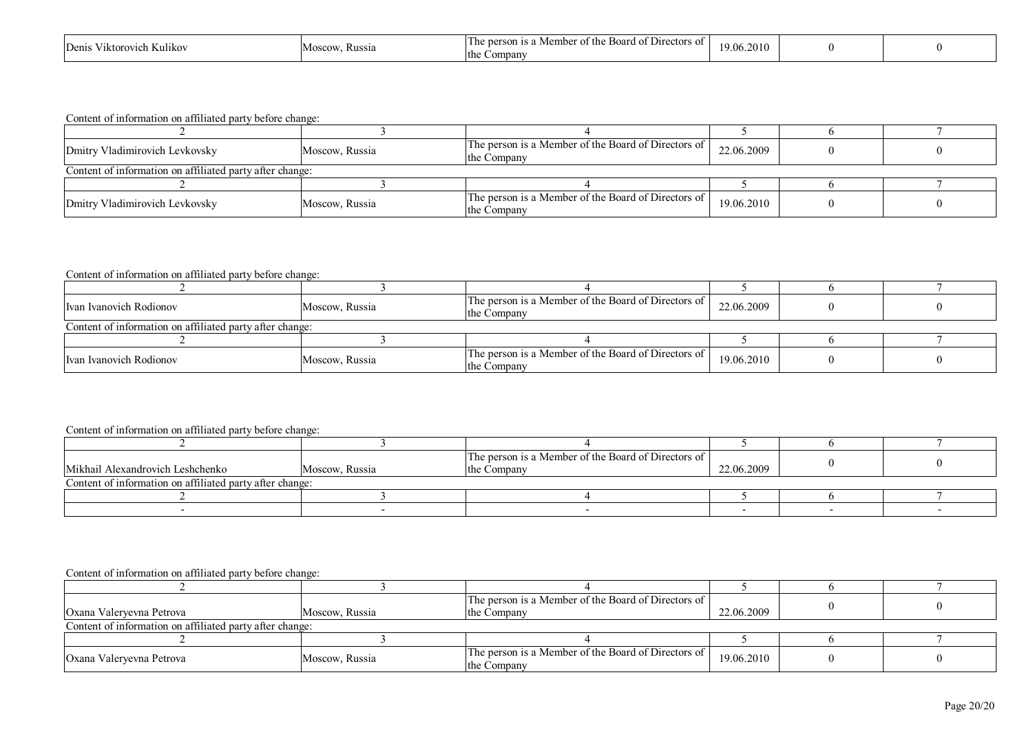| Denis Viktorovich Kulikov | Moscow, Russia | The person is a Member of the Board of Directors of the Company | 19.06.2010 | 0 | 0 |
|---|---|---|---|---|---|

Content of information on affiliated party before change:

| 2 | 3 | 4 | 5 | 6 | 7 |
|---|---|---|---|---|---|
| Dmitry Vladimirovich Levkovsky | Moscow, Russia | The person is a Member of the Board of Directors of the Company | 22.06.2009 | 0 | 0 |

Content of information on affiliated party after change:

| 2 | 3 | 4 | 5 | 6 | 7 |
|---|---|---|---|---|---|
| Dmitry Vladimirovich Levkovsky | Moscow, Russia | The person is a Member of the Board of Directors of the Company | 19.06.2010 | 0 | 0 |

Content of information on affiliated party before change:

| 2 | 3 | 4 | 5 | 6 | 7 |
|---|---|---|---|---|---|
| Ivan Ivanovich Rodionov | Moscow, Russia | The person is a Member of the Board of Directors of the Company | 22.06.2009 | 0 | 0 |

Content of information on affiliated party after change:

| 2 | 3 | 4 | 5 | 6 | 7 |
|---|---|---|---|---|---|
| Ivan Ivanovich Rodionov | Moscow, Russia | The person is a Member of the Board of Directors of the Company | 19.06.2010 | 0 | 0 |

Content of information on affiliated party before change:

| 2 | 3 | 4 | 5 | 6 | 7 |
|---|---|---|---|---|---|
| Mikhail Alexandrovich Leshchenko | Moscow, Russia | The person is a Member of the Board of Directors of the Company | 22.06.2009 | 0 | 0 |

Content of information on affiliated party after change:

| 2 | 3 | 4 | 5 | 6 | 7 |
|---|---|---|---|---|---|
| - | - | - | - | - | - |

Content of information on affiliated party before change:

| 2 | 3 | 4 | 5 | 6 | 7 |
|---|---|---|---|---|---|
| Oxana Valeryevna Petrova | Moscow, Russia | The person is a Member of the Board of Directors of the Company | 22.06.2009 | 0 | 0 |

Content of information on affiliated party after change:

| 2 | 3 | 4 | 5 | 6 | 7 |
|---|---|---|---|---|---|
| Oxana Valeryevna Petrova | Moscow, Russia | The person is a Member of the Board of Directors of the Company | 19.06.2010 | 0 | 0 |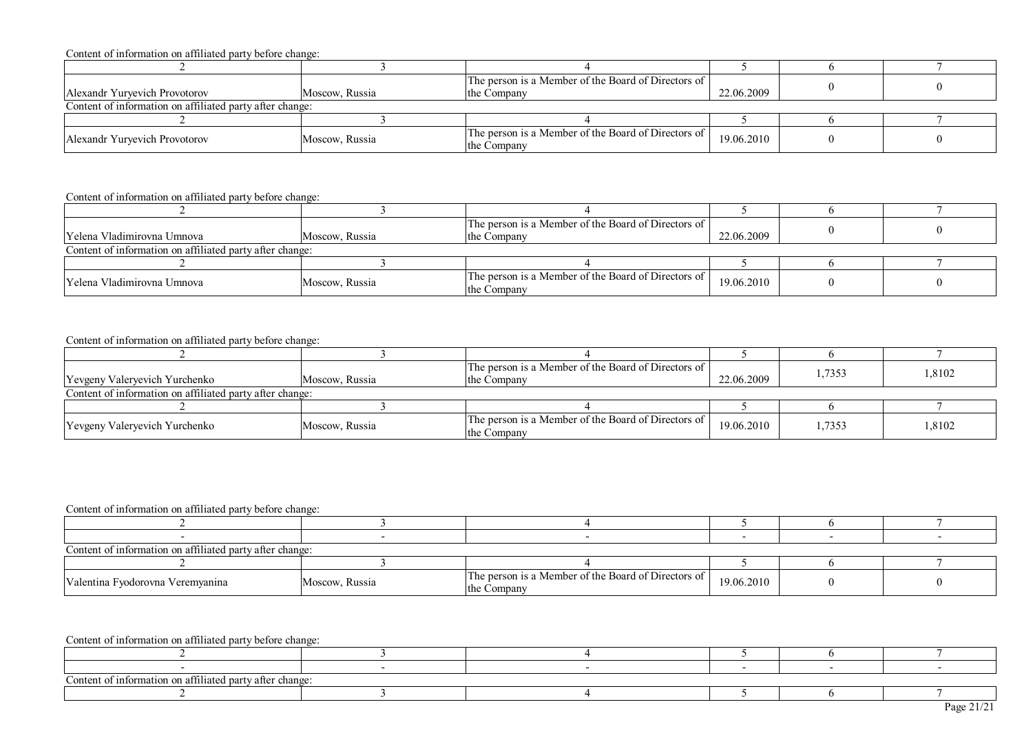Content of information on affiliated party before change:

| 2 | 3 | 4 | 5 | 6 | 7 |
|---|---|---|---|---|---|
| Alexandr Yuryevich Provotorov | Moscow, Russia | The person is a Member of the Board of Directors of the Company | 22.06.2009 | 0 | 0 |

Content of information on affiliated party after change:

| 2 | 3 | 4 | 5 | 6 | 7 |
|---|---|---|---|---|---|
| Alexandr Yuryevich Provotorov | Moscow, Russia | The person is a Member of the Board of Directors of the Company | 19.06.2010 | 0 | 0 |

Content of information on affiliated party before change:

| 2 | 3 | 4 | 5 | 6 | 7 |
|---|---|---|---|---|---|
| Yelena Vladimirovna Umnova | Moscow, Russia | The person is a Member of the Board of Directors of the Company | 22.06.2009 | 0 | 0 |

Content of information on affiliated party after change:

| 2 | 3 | 4 | 5 | 6 | 7 |
|---|---|---|---|---|---|
| Yelena Vladimirovna Umnova | Moscow, Russia | The person is a Member of the Board of Directors of the Company | 19.06.2010 | 0 | 0 |

Content of information on affiliated party before change:

| 2 | 3 | 4 | 5 | 6 | 7 |
|---|---|---|---|---|---|
| Yevgeny Valeryevich Yurchenko | Moscow, Russia | The person is a Member of the Board of Directors of the Company | 22.06.2009 | 1,7353 | 1,8102 |

Content of information on affiliated party after change:

| 2 | 3 | 4 | 5 | 6 | 7 |
|---|---|---|---|---|---|
| Yevgeny Valeryevich Yurchenko | Moscow, Russia | The person is a Member of the Board of Directors of the Company | 19.06.2010 | 1,7353 | 1,8102 |

Content of information on affiliated party before change:

| 2 | 3 | 4 | 5 | 6 | 7 |
|---|---|---|---|---|---|
| - | - | - | - | - | - |

Content of information on affiliated party after change:

| 2 | 3 | 4 | 5 | 6 | 7 |
|---|---|---|---|---|---|
| Valentina Fyodorovna Veremyanina | Moscow, Russia | The person is a Member of the Board of Directors of the Company | 19.06.2010 | 0 | 0 |

Content of information on affiliated party before change:

| 2 | 3 | 4 | 5 | 6 | 7 |
|---|---|---|---|---|---|
| - | - | - | - | - | - |

Content of information on affiliated party after change:

| 2 | 3 | 4 | 5 | 6 | 7 |
|---|---|---|---|---|---|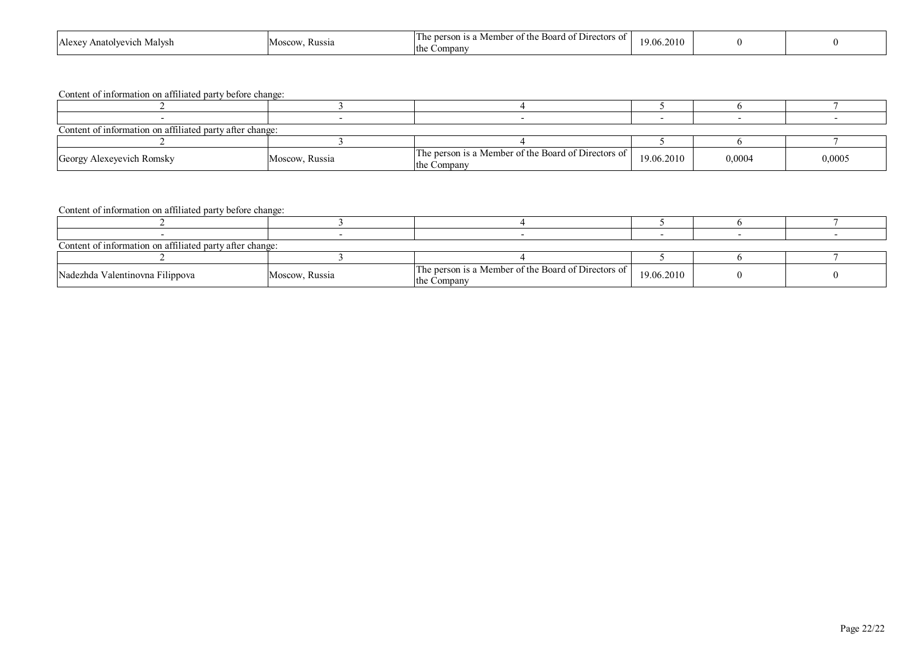| | | | | | |
|---|---|---|---|---|---|
| Alexey Anatolyevich Malysh | Moscow, Russia | The person is a Member of the Board of Directors of the Company | 19.06.2010 | 0 | 0 |

Content of information on affiliated party before change:

| 2 | 3 | 4 | 5 | 6 | 7 |
|---|---|---|---|---|---|
| - | - | - | - | - | - |

Content of information on affiliated party after change:

| 2 | 3 | 4 | 5 | 6 | 7 |
|---|---|---|---|---|---|
| Georgy Alexeyevich Romsky | Moscow, Russia | The person is a Member of the Board of Directors of the Company | 19.06.2010 | 0,0004 | 0,0005 |

Content of information on affiliated party before change:

| 2 | 3 | 4 | 5 | 6 | 7 |
|---|---|---|---|---|---|
| - | - | - | - | - | - |

Content of information on affiliated party after change:

| 2 | 3 | 4 | 5 | 6 | 7 |
|---|---|---|---|---|---|
| Nadezhda Valentinovna Filippova | Moscow, Russia | The person is a Member of the Board of Directors of the Company | 19.06.2010 | 0 | 0 |